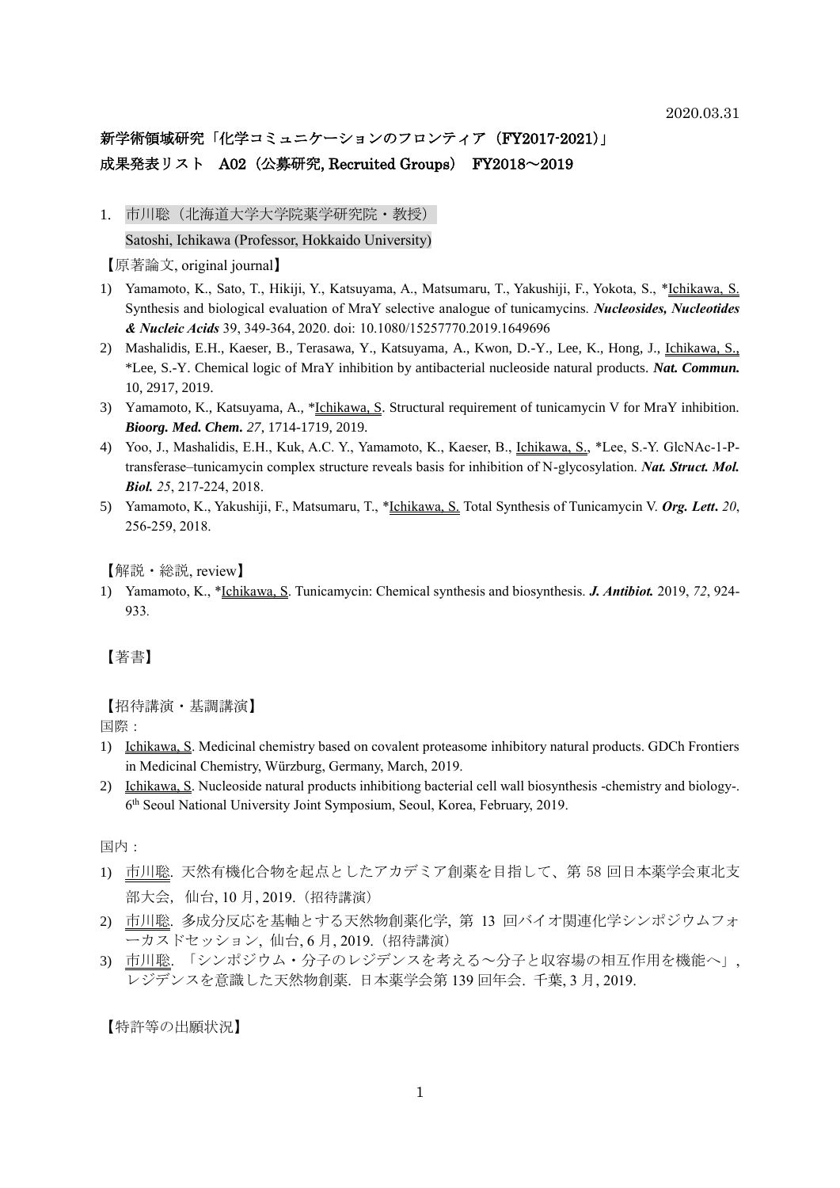2020.03.31

# 新学術領域研究「化学コミュニケーションのフロンティア（FY2017-2021）」

## 成果発表リスト　A02（公募研究, Recruited Groups）　FY2018～2019

1. 市川聡（北海道大学大学院薬学研究院・教授）

Satoshi, Ichikawa (Professor, Hokkaido University)

【原著論文, original journal】

1) Yamamoto, K., Sato, T., Hikiji, Y., Katsuyama, A., Matsumaru, T., Yakushiji, F., Yokota, S., *Ichikawa, S. Synthesis and biological evaluation of MraY selective analogue of tunicamycins. ***Nucleosides, Nucleotides & Nucleic Acids*** 39, 349-364, 2020. doi: 10.1080/15257770.2019.1649696
2) Mashalidis, E.H., Kaeser, B., Terasawa, Y., Katsuyama, A., Kwon, D.-Y., Lee, K., Hong, J., Ichikawa, S., *Lee, S.-Y. Chemical logic of MraY inhibition by antibacterial nucleoside natural products. ***Nat. Commun.*** 10, 2917, 2019.
3) Yamamoto, K., Katsuyama, A., *Ichikawa, S. Structural requirement of tunicamycin V for MraY inhibition. ***Bioorg. Med. Chem.*** *27*, 1714-1719, 2019.
4) Yoo, J., Mashalidis, E.H., Kuk, A.C. Y., Yamamoto, K., Kaeser, B., Ichikawa, S., *Lee, S.-Y. GlcNAc-1-P-transferase–tunicamycin complex structure reveals basis for inhibition of N-glycosylation. ***Nat. Struct. Mol. Biol.*** *25*, 217-224, 2018.
5) Yamamoto, K., Yakushiji, F., Matsumaru, T., *Ichikawa, S. Total Synthesis of Tunicamycin V. ***Org. Lett.*** *20*, 256-259, 2018.

【解説・総説, review】

1) Yamamoto, K., *Ichikawa, S. Tunicamycin: Chemical synthesis and biosynthesis. ***J. Antibiot.*** 2019, *72*, 924-933.

【著書】

【招待講演・基調講演】

国際：

1) Ichikawa, S. Medicinal chemistry based on covalent proteasome inhibitory natural products. GDCh Frontiers in Medicinal Chemistry, Würzburg, Germany, March, 2019.
2) Ichikawa, S. Nucleoside natural products inhibitiong bacterial cell wall biosynthesis -chemistry and biology-. 6th Seoul National University Joint Symposium, Seoul, Korea, February, 2019.

国内：

1) 市川聡. 天然有機化合物を起点としたアカデミア創薬を目指して、第 58 回日本薬学会東北支部大会, 仙台, 10 月, 2019.（招待講演）
2) 市川聡. 多成分反応を基軸とする天然物創薬化学, 第 13 回バイオ関連化学シンポジウムフォーカスドセッション, 仙台, 6 月, 2019.（招待講演）
3) 市川聡. 「シンポジウム・分子のレジデンスを考える～分子と収容場の相互作用を機能へ」, レジデンスを意識した天然物創薬. 日本薬学会第 139 回年会. 千葉, 3 月, 2019.

【特許等の出願状況】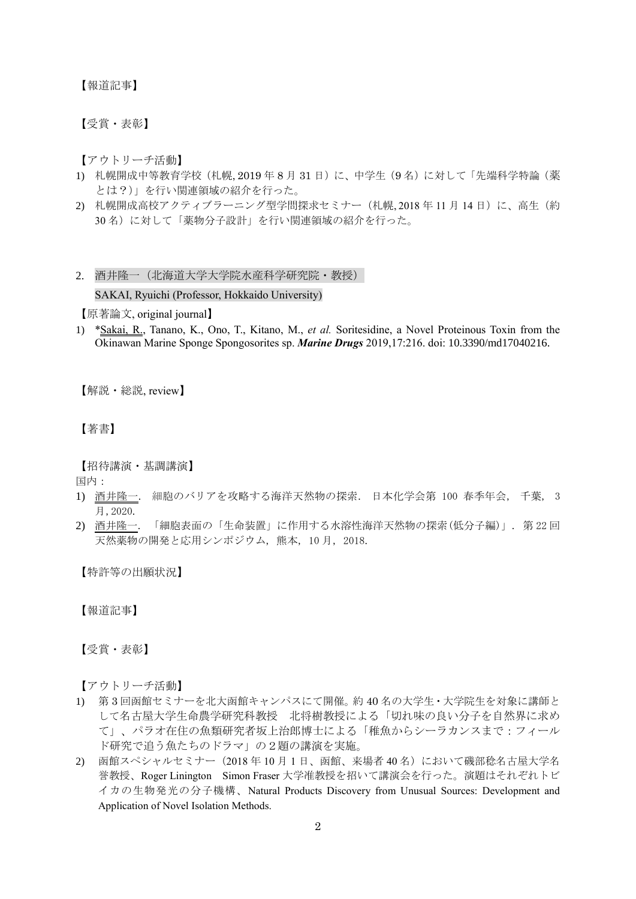【報道記事】

【受賞・表彰】

【アウトリーチ活動】

1) 札幌開成中等教育学校（札幌, 2019 年 8 月 31 日）に、中学生（9 名）に対して「先端科学特論（薬とは？)」を行い関連領域の紹介を行った。
2) 札幌開成高校アクティブラーニング型学問探求セミナー（札幌, 2018 年 11 月 14 日）に、高生（約 30 名）に対して「薬物分子設計」を行い関連領域の紹介を行った。

## 2. 酒井隆一（北海道大学大学院水産科学研究院・教授）

SAKAI, Ryuichi (Professor, Hokkaido University)

【原著論文, original journal】

1) *Sakai, R., Tanano, K., Ono, T., Kitano, M., *et al.* Soritesidine, a Novel Proteinous Toxin from the Okinawan Marine Sponge Spongosorites sp. ***Marine Drugs*** 2019,17:216. doi: 10.3390/md17040216.

【解説・総説, review】

【著書】

【招待講演・基調講演】

国内：

1) 酒井隆一. 細胞のバリアを攻略する海洋天然物の探索. 日本化学会第 100 春季年会, 千葉, 3 月, 2020.
2) 酒井隆一. 「細胞表面の「生命装置」に作用する水溶性海洋天然物の探索(低分子編)」. 第 22 回天然薬物の開発と応用シンポジウム, 熊本, 10 月, 2018.

【特許等の出願状況】

【報道記事】

【受賞・表彰】

【アウトリーチ活動】

1) 第 3 回函館セミナーを北大函館キャンパスにて開催。約 40 名の大学生・大学院生を対象に講師として名古屋大学生命農学研究科教授 北将樹教授による「切れ味の良い分子を自然界に求めて」、パラオ在住の魚類研究者坂上治郎博士による「稚魚からシーラカンスまで：フィールド研究で追う魚たちのドラマ」の２題の講演を実施。
2) 函館スペシャルセミナー（2018 年 10 月 1 日、函館、来場者 40 名）において磯部稔名古屋大学名誉教授、Roger Linington Simon Fraser 大学准教授を招いて講演会を行った。演題はそれぞれトビイカの生物発光の分子機構、Natural Products Discovery from Unusual Sources: Development and Application of Novel Isolation Methods.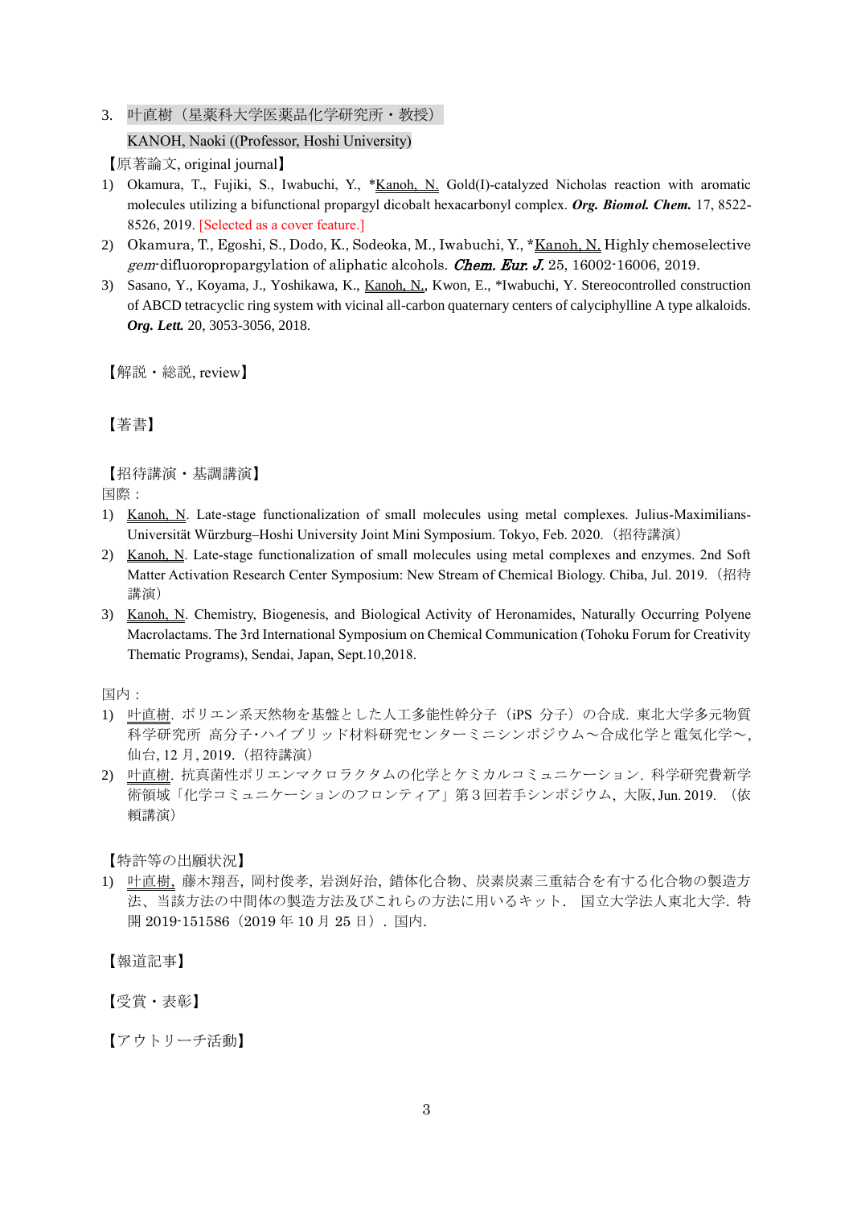3. 叶直樹（星薬科大学医薬品化学研究所・教授）

KANOH, Naoki ((Professor, Hoshi University)

【原著論文, original journal】

1) Okamura, T., Fujiki, S., Iwabuchi, Y., *Kanoh, N. Gold(I)-catalyzed Nicholas reaction with aromatic molecules utilizing a bifunctional propargyl dicobalt hexacarbonyl complex. ***Org. Biomol. Chem.*** 17, 8522-8526, 2019. [Selected as a cover feature.]
2) Okamura, T., Egoshi, S., Dodo, K., Sodeoka, M., Iwabuchi, Y., *Kanoh, N. Highly chemoselective *gem*-difluoropropargylation of aliphatic alcohols. ***Chem. Eur. J.*** 25, 16002-16006, 2019.
3) Sasano, Y., Koyama, J., Yoshikawa, K., Kanoh, N., Kwon, E., *Iwabuchi, Y. Stereocontrolled construction of ABCD tetracyclic ring system with vicinal all-carbon quaternary centers of calyciphylline A type alkaloids. ***Org. Lett.*** 20, 3053-3056, 2018.

【解説・総説, review】

【著書】

【招待講演・基調講演】

国際：

1) Kanoh, N. Late-stage functionalization of small molecules using metal complexes. Julius-Maximilians-Universität Würzburg–Hoshi University Joint Mini Symposium. Tokyo, Feb. 2020.（招待講演）
2) Kanoh, N. Late-stage functionalization of small molecules using metal complexes and enzymes. 2nd Soft Matter Activation Research Center Symposium: New Stream of Chemical Biology. Chiba, Jul. 2019.（招待講演）
3) Kanoh, N. Chemistry, Biogenesis, and Biological Activity of Heronamides, Naturally Occurring Polyene Macrolactams. The 3rd International Symposium on Chemical Communication (Tohoku Forum for Creativity Thematic Programs), Sendai, Japan, Sept.10,2018.

国内：

1) 叶直樹. ポリエン系天然物を基盤とした人工多能性幹分子（iPS 分子）の合成. 東北大学多元物質科学研究所 高分子･ハイブリッド材料研究センターミニシンポジウム～合成化学と電気化学～, 仙台, 12 月, 2019.（招待講演）
2) 叶直樹. 抗真菌性ポリエンマクロラクタムの化学とケミカルコミュニケーション. 科学研究費新学術領域「化学コミュニケーションのフロンティア」第３回若手シンポジウム, 大阪, Jun. 2019. （依頼講演）

【特許等の出願状況】

1) 叶直樹, 藤木翔吾, 岡村俊孝, 岩渕好治, 錯体化合物、炭素炭素三重結合を有する化合物の製造方法、当該方法の中間体の製造方法及びこれらの方法に用いるキット. 国立大学法人東北大学. 特開 2019-151586（2019 年 10 月 25 日）. 国内.

【報道記事】

【受賞・表彰】

【アウトリーチ活動】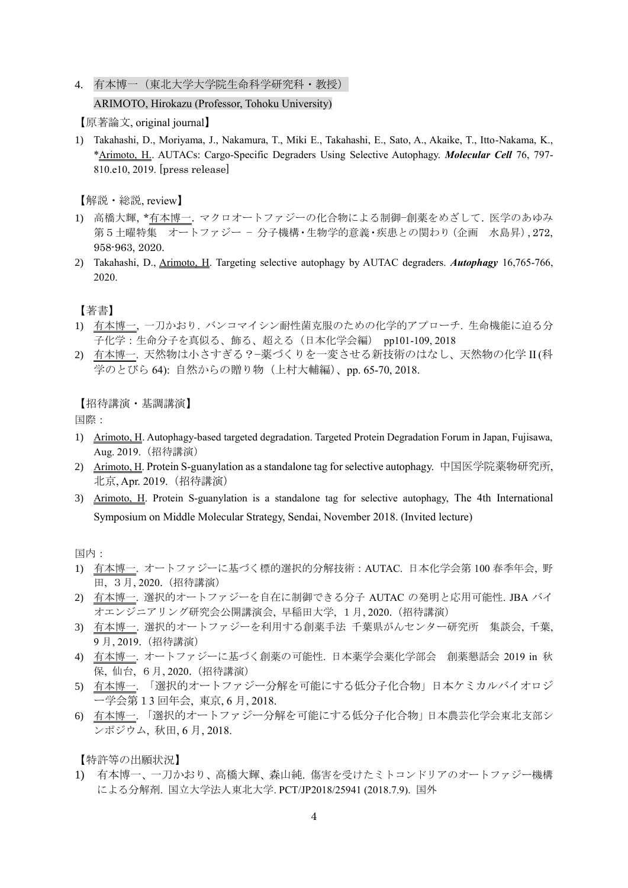4. 有本博一（東北大学大学院生命科学研究科・教授）

ARIMOTO, Hirokazu (Professor, Tohoku University)

【原著論文, original journal】

1) Takahashi, D., Moriyama, J., Nakamura, T., Miki E., Takahashi, E., Sato, A., Akaike, T., Itto-Nakama, K., *Arimoto, H.. AUTACs: Cargo-Specific Degraders Using Selective Autophagy. ***Molecular Cell*** 76, 797-810.e10, 2019. [press release]

【解説・総説, review】

1) 高橋大輝, *有本博一. マクロオートファジーの化合物による制御−創薬をめざして. 医学のあゆみ 第５土曜特集　オートファジー － 分子機構･生物学的意義･疾患との関わり（企画　水島昇）, 272, 958-963, 2020.
2) Takahashi, D., Arimoto, H. Targeting selective autophagy by AUTAC degraders. ***Autophagy*** 16,765-766, 2020.

【著書】

1) 有本博一, 一刀かおり．バンコマイシン耐性菌克服のための化学的アプローチ．生命機能に迫る分子化学：生命分子を真似る、飾る、超える（日本化学会編）pp101-109, 2018
2) 有本博一. 天然物は小さすぎる？−薬づくりを一変させる新技術のはなし、天然物の化学 II (科学のとびら 64): 自然からの贈り物（上村大輔編）、pp. 65-70, 2018.

【招待講演・基調講演】

国際：

1) Arimoto, H. Autophagy-based targeted degradation. Targeted Protein Degradation Forum in Japan, Fujisawa, Aug. 2019.（招待講演）
2) Arimoto, H. Protein S-guanylation as a standalone tag for selective autophagy. 中国医学院薬物研究所, 北京, Apr. 2019.（招待講演）
3) Arimoto, H. Protein S-guanylation is a standalone tag for selective autophagy, The 4th International Symposium on Middle Molecular Strategy, Sendai, November 2018. (Invited lecture)

国内：

1) 有本博一. オートファジーに基づく標的選択的分解技術：AUTAC. 日本化学会第 100 春季年会, 野田, ３月, 2020.（招待講演）
2) 有本博一. 選択的オートファジーを自在に制御できる分子 AUTAC の発明と応用可能性. JBA バイオエンジニアリング研究会公開講演会, 早稲田大学, １月, 2020.（招待講演）
3) 有本博一. 選択的オートファジーを利用する創薬手法 千葉県がんセンター研究所　集談会, 千葉, 9 月, 2019.（招待講演）
4) 有本博一. オートファジーに基づく創薬の可能性. 日本薬学会薬化学部会　創薬懇話会 2019 in 秋保, 仙台, ６月, 2020.（招待講演）
5) 有本博一. 「選択的オートファジー分解を可能にする低分子化合物」日本ケミカルバイオロジー学会第１３回年会, 東京, 6 月, 2018.
6) 有本博一. 「選択的オートファジー分解を可能にする低分子化合物」日本農芸化学会東北支部シンポジウム, 秋田, 6 月, 2018.

【特許等の出願状況】

1) 有本博一、一刀かおり、高橋大輝、森山純. 傷害を受けたミトコンドリアのオートファジー機構による分解剤. 国立大学法人東北大学. PCT/JP2018/25941 (2018.7.9). 国外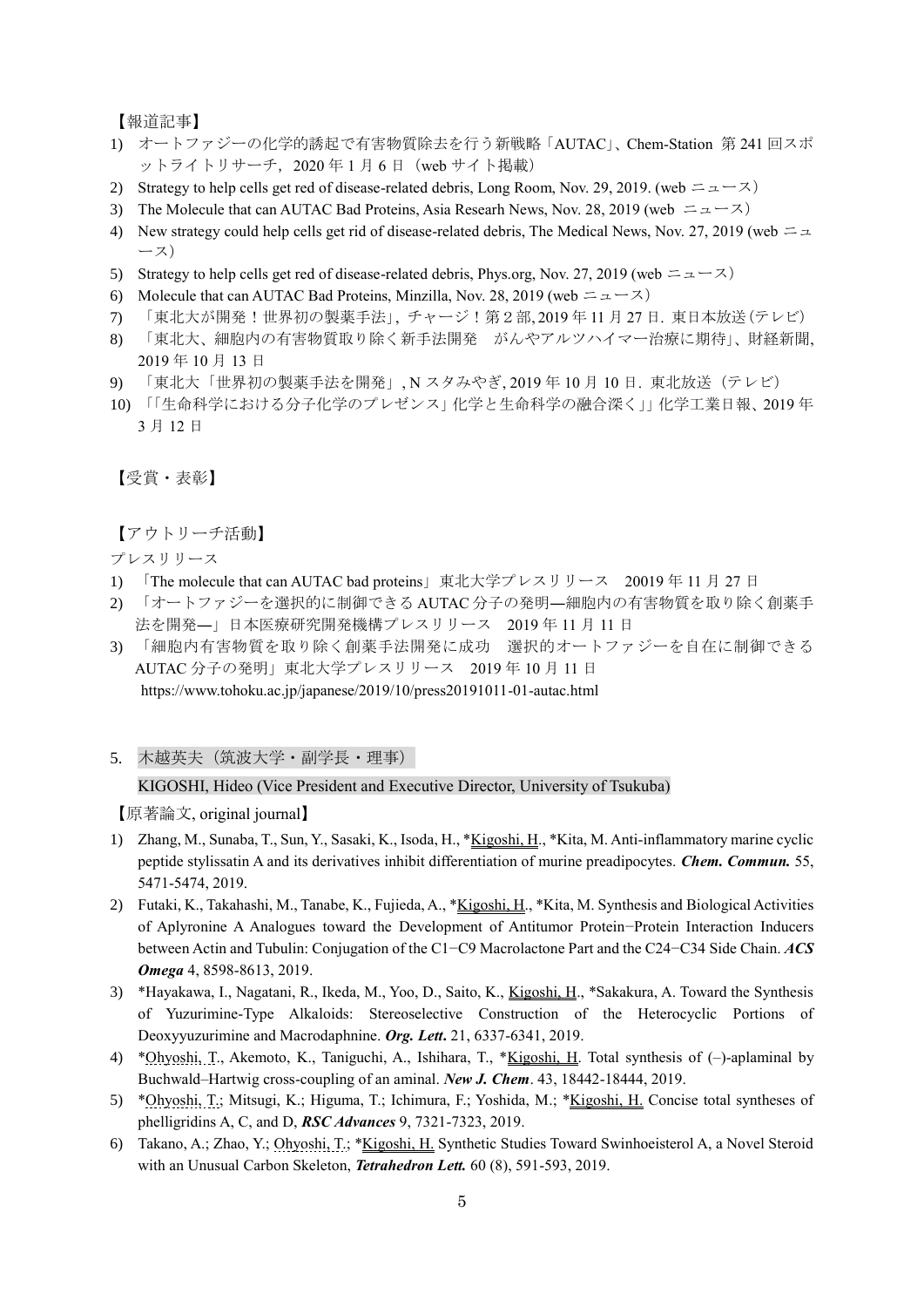【報道記事】

1) オートファジーの化学的誘起で有害物質除去を行う新戦略「AUTAC」、Chem-Station 第 241 回スポットライトリサーチ，2020 年 1 月 6 日（web サイト掲載）
2) Strategy to help cells get red of disease-related debris, Long Room, Nov. 29, 2019. (web ニュース)
3) The Molecule that can AUTAC Bad Proteins, Asia Researh News, Nov. 28, 2019 (web ニュース)
4) New strategy could help cells get rid of disease-related debris, The Medical News, Nov. 27, 2019 (web ニュース)
5) Strategy to help cells get red of disease-related debris, Phys.org, Nov. 27, 2019 (web ニュース)
6) Molecule that can AUTAC Bad Proteins, Minzilla, Nov. 28, 2019 (web ニュース)
7) 「東北大が開発！世界初の製薬手法」, チャージ！第２部, 2019 年 11 月 27 日．東日本放送（テレビ）
8) 「東北大、細胞内の有害物質取り除く新手法開発　がんやアルツハイマー治療に期待」、財経新聞, 2019 年 10 月 13 日
9) 「東北大「世界初の製薬手法を開発」, N スタみやぎ, 2019 年 10 月 10 日．東北放送（テレビ）
10) 「「生命科学における分子化学のプレゼンス」化学と生命科学の融合深く」」化学工業日報、2019 年 3 月 12 日

【受賞・表彰】

【アウトリーチ活動】

プレスリリース

1) 「The molecule that can AUTAC bad proteins」 東北大学プレスリリース　20019 年 11 月 27 日
2) 「オートファジーを選択的に制御できる AUTAC 分子の発明—細胞内の有害物質を取り除く創薬手法を開発—」日本医療研究開発機構プレスリリース　2019 年 11 月 11 日
3) 「細胞内有害物質を取り除く創薬手法開発に成功　選択的オートファジーを自在に制御できる AUTAC 分子の発明」東北大学プレスリリース　2019 年 10 月 11 日
https://www.tohoku.ac.jp/japanese/2019/10/press20191011-01-autac.html

5. 木越英夫（筑波大学・副学長・理事）

KIGOSHI, Hideo (Vice President and Executive Director, University of Tsukuba)

【原著論文, original journal】

1) Zhang, M., Sunaba, T., Sun, Y., Sasaki, K., Isoda, H., *Kigoshi, H., *Kita, M. Anti-inflammatory marine cyclic peptide stylissatin A and its derivatives inhibit differentiation of murine preadipocytes. ***Chem. Commun.*** 55, 5471-5474, 2019.
2) Futaki, K., Takahashi, M., Tanabe, K., Fujieda, A., *Kigoshi, H., *Kita, M. Synthesis and Biological Activities of Aplyronine A Analogues toward the Development of Antitumor Protein−Protein Interaction Inducers between Actin and Tubulin: Conjugation of the C1−C9 Macrolactone Part and the C24−C34 Side Chain. ***ACS Omega*** 4, 8598-8613, 2019.
3) *Hayakawa, I., Nagatani, R., Ikeda, M., Yoo, D., Saito, K., Kigoshi, H., *Sakakura, A. Toward the Synthesis of Yuzurimine-Type Alkaloids: Stereoselective Construction of the Heterocyclic Portions of Deoxyyuzurimine and Macrodaphnine. ***Org. Lett***. 21, 6337-6341, 2019.
4) *Ohyoshi, T., Akemoto, K., Taniguchi, A., Ishihara, T., *Kigoshi, H. Total synthesis of (–)-aplaminal by Buchwald–Hartwig cross-coupling of an aminal. ***New J. Chem***. 43, 18442-18444, 2019.
5) *Ohyoshi, T.; Mitsugi, K.; Higuma, T.; Ichimura, F.; Yoshida, M.; *Kigoshi, H. Concise total syntheses of phelligridins A, C, and D, ***RSC Advances*** 9, 7321-7323, 2019.
6) Takano, A.; Zhao, Y.; Ohyoshi, T.; *Kigoshi, H. Synthetic Studies Toward Swinhoeisterol A, a Novel Steroid with an Unusual Carbon Skeleton, ***Tetrahedron Lett.*** 60 (8), 591-593, 2019.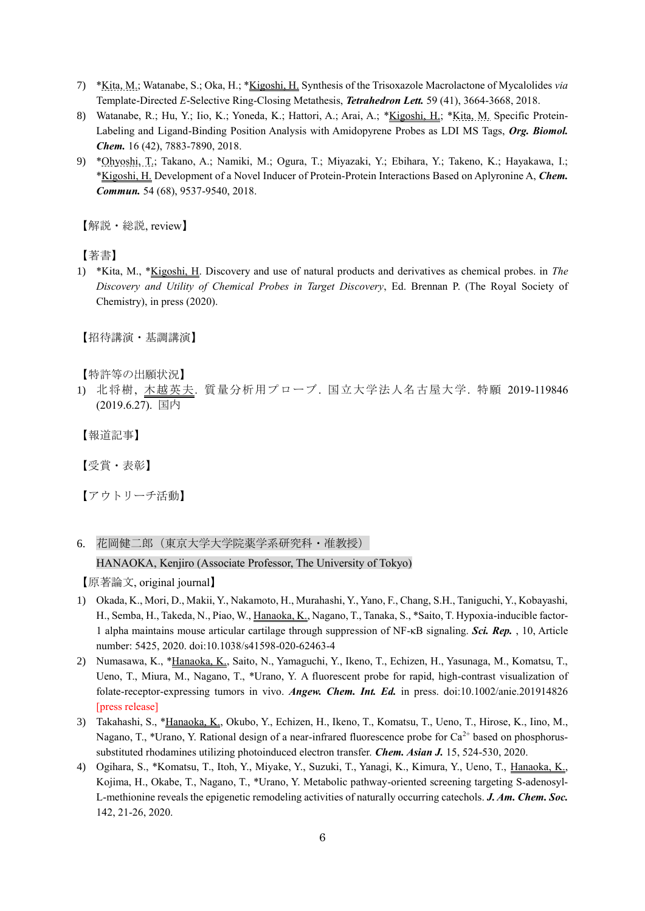7) *Kita, M.; Watanabe, S.; Oka, H.; *Kigoshi, H. Synthesis of the Trisoxazole Macrolactone of Mycalolides *via* Template-Directed *E*-Selective Ring-Closing Metathesis, ***Tetrahedron Lett.*** 59 (41), 3664-3668, 2018.
8) Watanabe, R.; Hu, Y.; Iio, K.; Yoneda, K.; Hattori, A.; Arai, A.; *Kigoshi, H.; *Kita, M. Specific Protein-Labeling and Ligand-Binding Position Analysis with Amidopyrene Probes as LDI MS Tags, ***Org. Biomol. Chem.*** 16 (42), 7883-7890, 2018.
9) *Ohyoshi, T.; Takano, A.; Namiki, M.; Ogura, T.; Miyazaki, Y.; Ebihara, Y.; Takeno, K.; Hayakawa, I.; *Kigoshi, H. Development of a Novel Inducer of Protein-Protein Interactions Based on Aplyronine A, ***Chem. Commun.*** 54 (68), 9537-9540, 2018.

【解説・総説, review】

【著書】

1) *Kita, M., *Kigoshi, H. Discovery and use of natural products and derivatives as chemical probes. in *The Discovery and Utility of Chemical Probes in Target Discovery*, Ed. Brennan P. (The Royal Society of Chemistry), in press (2020).

【招待講演・基調講演】

【特許等の出願状況】

1) 北将樹, 木越英夫. 質量分析用プローブ. 国立大学法人名古屋大学. 特願 2019-119846 (2019.6.27). 国内

【報道記事】

【受賞・表彰】

【アウトリーチ活動】

6. 花岡健二郎（東京大学大学院薬学系研究科・准教授）

HANAOKA, Kenjiro (Associate Professor, The University of Tokyo)

【原著論文, original journal】

1) Okada, K., Mori, D., Makii, Y., Nakamoto, H., Murahashi, Y., Yano, F., Chang, S.H., Taniguchi, Y., Kobayashi, H., Semba, H., Takeda, N., Piao, W., Hanaoka, K., Nagano, T., Tanaka, S., *Saito, T. Hypoxia-inducible factor-1 alpha maintains mouse articular cartilage through suppression of NF-κB signaling. ***Sci. Rep.*** , 10, Article number: 5425, 2020. doi:10.1038/s41598-020-62463-4
2) Numasawa, K., *Hanaoka, K., Saito, N., Yamaguchi, Y., Ikeno, T., Echizen, H., Yasunaga, M., Komatsu, T., Ueno, T., Miura, M., Nagano, T., *Urano, Y. A fluorescent probe for rapid, high-contrast visualization of folate-receptor-expressing tumors in vivo. ***Angew. Chem. Int. Ed.*** in press. doi:10.1002/anie.201914826 [press release]
3) Takahashi, S., *Hanaoka, K., Okubo, Y., Echizen, H., Ikeno, T., Komatsu, T., Ueno, T., Hirose, K., Iino, M., Nagano, T., *Urano, Y. Rational design of a near-infrared fluorescence probe for $Ca^{2+}$ based on phosphorus-substituted rhodamines utilizing photoinduced electron transfer. ***Chem. Asian J.*** 15, 524-530, 2020.
4) Ogihara, S., *Komatsu, T., Itoh, Y., Miyake, Y., Suzuki, T., Yanagi, K., Kimura, Y., Ueno, T., Hanaoka, K., Kojima, H., Okabe, T., Nagano, T., *Urano, Y. Metabolic pathway-oriented screening targeting S-adenosyl-L-methionine reveals the epigenetic remodeling activities of naturally occurring catechols. ***J. Am. Chem. Soc.*** 142, 21-26, 2020.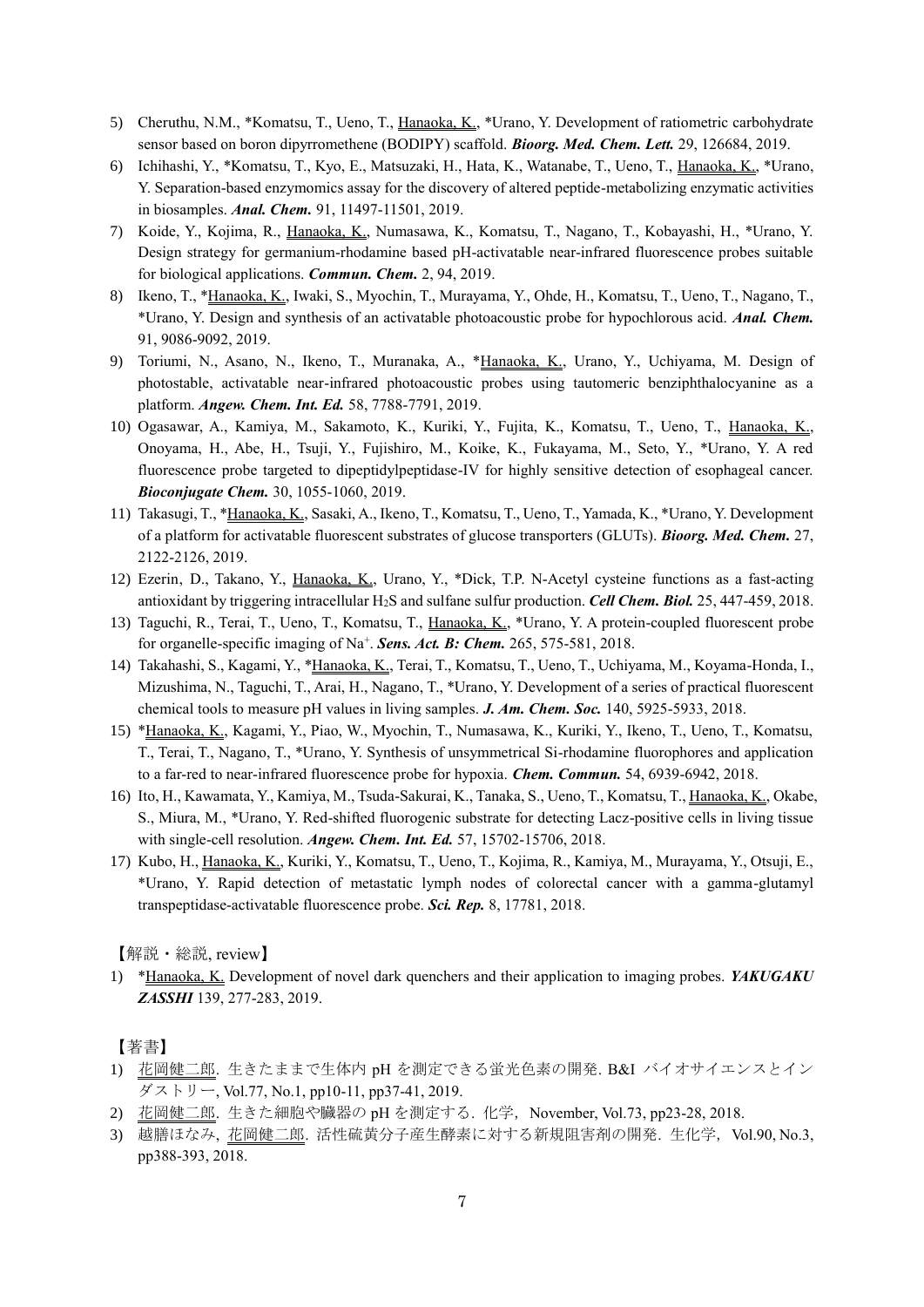5) Cheruthu, N.M., *Komatsu, T., Ueno, T., Hanaoka, K., *Urano, Y. Development of ratiometric carbohydrate sensor based on boron dipyrromethene (BODIPY) scaffold. ***Bioorg. Med. Chem. Lett.*** 29, 126684, 2019.
6) Ichihashi, Y., *Komatsu, T., Kyo, E., Matsuzaki, H., Hata, K., Watanabe, T., Ueno, T., Hanaoka, K., *Urano, Y. Separation-based enzymomics assay for the discovery of altered peptide-metabolizing enzymatic activities in biosamples. ***Anal. Chem.*** 91, 11497-11501, 2019.
7) Koide, Y., Kojima, R., Hanaoka, K., Numasawa, K., Komatsu, T., Nagano, T., Kobayashi, H., *Urano, Y. Design strategy for germanium-rhodamine based pH-activatable near-infrared fluorescence probes suitable for biological applications. ***Commun. Chem.*** 2, 94, 2019.
8) Ikeno, T., *Hanaoka, K., Iwaki, S., Myochin, T., Murayama, Y., Ohde, H., Komatsu, T., Ueno, T., Nagano, T., *Urano, Y. Design and synthesis of an activatable photoacoustic probe for hypochlorous acid. ***Anal. Chem.*** 91, 9086-9092, 2019.
9) Toriumi, N., Asano, N., Ikeno, T., Muranaka, A., *Hanaoka, K., Urano, Y., Uchiyama, M. Design of photostable, activatable near-infrared photoacoustic probes using tautomeric benziphthalocyanine as a platform. ***Angew. Chem. Int. Ed.*** 58, 7788-7791, 2019.
10) Ogasawar, A., Kamiya, M., Sakamoto, K., Kuriki, Y., Fujita, K., Komatsu, T., Ueno, T., Hanaoka, K., Onoyama, H., Abe, H., Tsuji, Y., Fujishiro, M., Koike, K., Fukayama, M., Seto, Y., *Urano, Y. A red fluorescence probe targeted to dipeptidylpeptidase-IV for highly sensitive detection of esophageal cancer. ***Bioconjugate Chem.*** 30, 1055-1060, 2019.
11) Takasugi, T., *Hanaoka, K., Sasaki, A., Ikeno, T., Komatsu, T., Ueno, T., Yamada, K., *Urano, Y. Development of a platform for activatable fluorescent substrates of glucose transporters (GLUTs). ***Bioorg. Med. Chem.*** 27, 2122-2126, 2019.
12) Ezerin, D., Takano, Y., Hanaoka, K., Urano, Y., *Dick, T.P. N-Acetyl cysteine functions as a fast-acting antioxidant by triggering intracellular $H_2S$ and sulfane sulfur production. ***Cell Chem. Biol.*** 25, 447-459, 2018.
13) Taguchi, R., Terai, T., Ueno, T., Komatsu, T., Hanaoka, K., *Urano, Y. A protein-coupled fluorescent probe for organelle-specific imaging of $Na^+$. ***Sens. Act. B: Chem.*** 265, 575-581, 2018.
14) Takahashi, S., Kagami, Y., *Hanaoka, K., Terai, T., Komatsu, T., Ueno, T., Uchiyama, M., Koyama-Honda, I., Mizushima, N., Taguchi, T., Arai, H., Nagano, T., *Urano, Y. Development of a series of practical fluorescent chemical tools to measure pH values in living samples. ***J. Am. Chem. Soc.*** 140, 5925-5933, 2018.
15) *Hanaoka, K., Kagami, Y., Piao, W., Myochin, T., Numasawa, K., Kuriki, Y., Ikeno, T., Ueno, T., Komatsu, T., Terai, T., Nagano, T., *Urano, Y. Synthesis of unsymmetrical Si-rhodamine fluorophores and application to a far-red to near-infrared fluorescence probe for hypoxia. ***Chem. Commun.*** 54, 6939-6942, 2018.
16) Ito, H., Kawamata, Y., Kamiya, M., Tsuda-Sakurai, K., Tanaka, S., Ueno, T., Komatsu, T., Hanaoka, K., Okabe, S., Miura, M., *Urano, Y. Red-shifted fluorogenic substrate for detecting Lacz-positive cells in living tissue with single-cell resolution. ***Angew. Chem. Int. Ed.*** 57, 15702-15706, 2018.
17) Kubo, H., Hanaoka, K., Kuriki, Y., Komatsu, T., Ueno, T., Kojima, R., Kamiya, M., Murayama, Y., Otsuji, E., *Urano, Y. Rapid detection of metastatic lymph nodes of colorectal cancer with a gamma-glutamyl transpeptidase-activatable fluorescence probe. ***Sci. Rep.*** 8, 17781, 2018.

【解説・総説, review】

1) *Hanaoka, K. Development of novel dark quenchers and their application to imaging probes. ***YAKUGAKU ZASSHI*** 139, 277-283, 2019.

【著書】

1) 花岡健二郎. 生きたままで生体内 pH を測定できる蛍光色素の開発. B&I バイオサイエンスとインダストリー, Vol.77, No.1, pp10-11, pp37-41, 2019.
2) 花岡健二郎. 生きた細胞や臓器の pH を測定する. 化学, November, Vol.73, pp23-28, 2018.
3) 越膳ほなみ, 花岡健二郎. 活性硫黄分子産生酵素に対する新規阻害剤の開発. 生化学, Vol.90, No.3, pp388-393, 2018.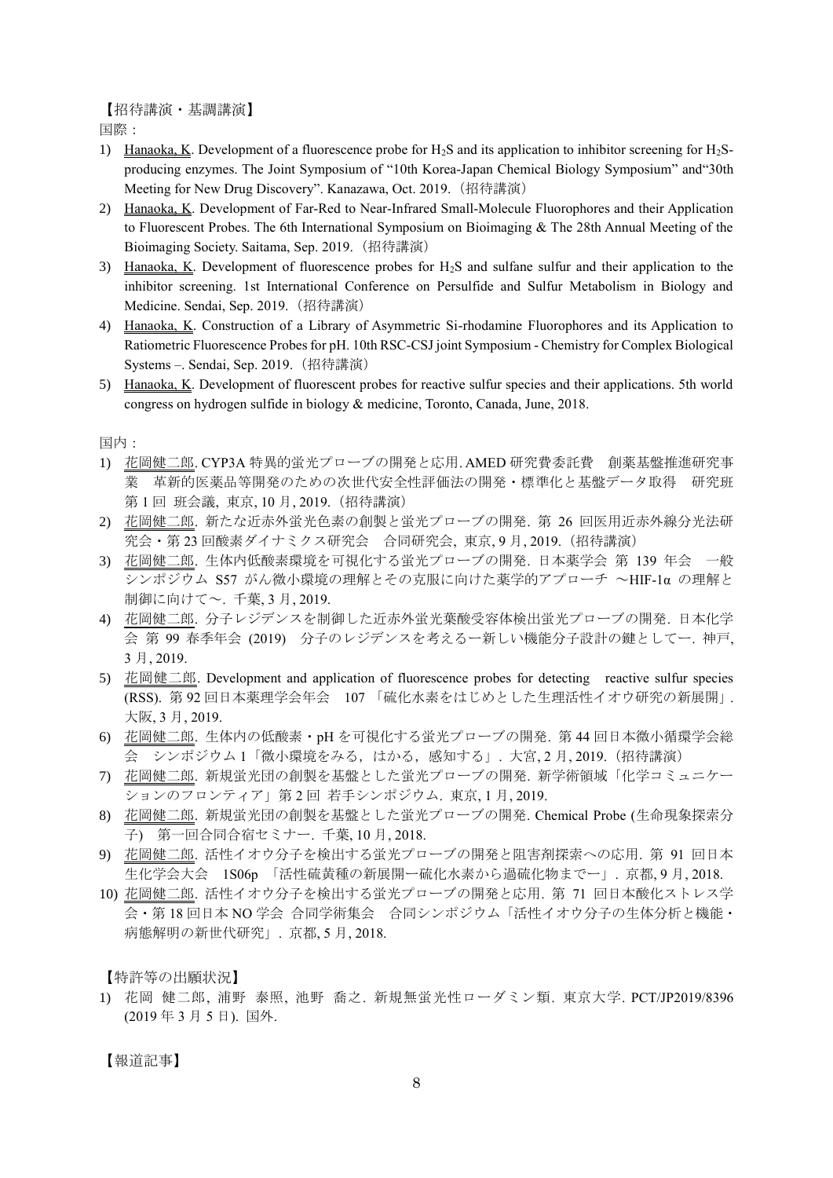【招待講演・基調講演】

国際：

1) Hanaoka, K. Development of a fluorescence probe for $H_2S$ and its application to inhibitor screening for $H_2S$-producing enzymes. The Joint Symposium of "10th Korea-Japan Chemical Biology Symposium" and"30th Meeting for New Drug Discovery". Kanazawa, Oct. 2019.（招待講演）
2) Hanaoka, K. Development of Far-Red to Near-Infrared Small-Molecule Fluorophores and their Application to Fluorescent Probes. The 6th International Symposium on Bioimaging & The 28th Annual Meeting of the Bioimaging Society. Saitama, Sep. 2019.（招待講演）
3) Hanaoka, K. Development of fluorescence probes for $H_2S$ and sulfane sulfur and their application to the inhibitor screening. 1st International Conference on Persulfide and Sulfur Metabolism in Biology and Medicine. Sendai, Sep. 2019.（招待講演）
4) Hanaoka, K. Construction of a Library of Asymmetric Si-rhodamine Fluorophores and its Application to Ratiometric Fluorescence Probes for pH. 10th RSC-CSJ joint Symposium - Chemistry for Complex Biological Systems –. Sendai, Sep. 2019.（招待講演）
5) Hanaoka, K. Development of fluorescent probes for reactive sulfur species and their applications. 5th world congress on hydrogen sulfide in biology & medicine, Toronto, Canada, June, 2018.

国内：

1) 花岡健二郎. CYP3A 特異的蛍光プローブの開発と応用. AMED 研究費委託費　創薬基盤推進研究事業　革新的医薬品等開発のための次世代安全性評価法の開発・標準化と基盤データ取得　研究班　第 1 回 班会議, 東京, 10 月, 2019.（招待講演）
2) 花岡健二郎. 新たな近赤外蛍光色素の創製と蛍光プローブの開発. 第 26 回医用近赤外線分光法研究会・第 23 回酸素ダイナミクス研究会　合同研究会, 東京, 9 月, 2019.（招待講演）
3) 花岡健二郎. 生体内低酸素環境を可視化する蛍光プローブの開発. 日本薬学会 第 139 年会　一般シンポジウム S57 がん微小環境の理解とその克服に向けた薬学的アプローチ ～HIF-1α の理解と制御に向けて～. 千葉, 3 月, 2019.
4) 花岡健二郎. 分子レジデンスを制御した近赤外蛍光葉酸受容体検出蛍光プローブの開発. 日本化学会 第 99 春季年会 (2019)　分子のレジデンスを考えるー新しい機能分子設計の鍵としてー. 神戸, 3 月, 2019.
5) 花岡健二郎. Development and application of fluorescence probes for detecting　reactive sulfur species (RSS). 第 92 回日本薬理学会年会　107 「硫化水素をはじめとした生理活性イオウ研究の新展開」. 大阪, 3 月, 2019.
6) 花岡健二郎. 生体内の低酸素・pH を可視化する蛍光プローブの開発. 第 44 回日本微小循環学会総会　シンポジウム 1「微小環境をみる，はかる，感知する」. 大宮, 2 月, 2019.（招待講演）
7) 花岡健二郎. 新規蛍光団の創製を基盤とした蛍光プローブの開発. 新学術領域「化学コミュニケーションのフロンティア」第 2 回 若手シンポジウム. 東京, 1 月, 2019.
8) 花岡健二郎. 新規蛍光団の創製を基盤とした蛍光プローブの開発. Chemical Probe (生命現象探索分子)　第一回合同合宿セミナー. 千葉, 10 月, 2018.
9) 花岡健二郎. 活性イオウ分子を検出する蛍光プローブの開発と阻害剤探索への応用. 第 91 回日本生化学会大会　1S06p 「活性硫黄種の新展開ー硫化水素から過硫化物までー」. 京都, 9 月, 2018.
10) 花岡健二郎. 活性イオウ分子を検出する蛍光プローブの開発と応用. 第 71 回日本酸化ストレス学会・第 18 回日本 NO 学会 合同学術集会　合同シンポジウム「活性イオウ分子の生体分析と機能・病態解明の新世代研究」. 京都, 5 月, 2018.

【特許等の出願状況】

1) 花岡 健二郎, 浦野 泰照, 池野 喬之. 新規無蛍光性ローダミン類. 東京大学. PCT/JP2019/8396 (2019 年 3 月 5 日). 国外.

【報道記事】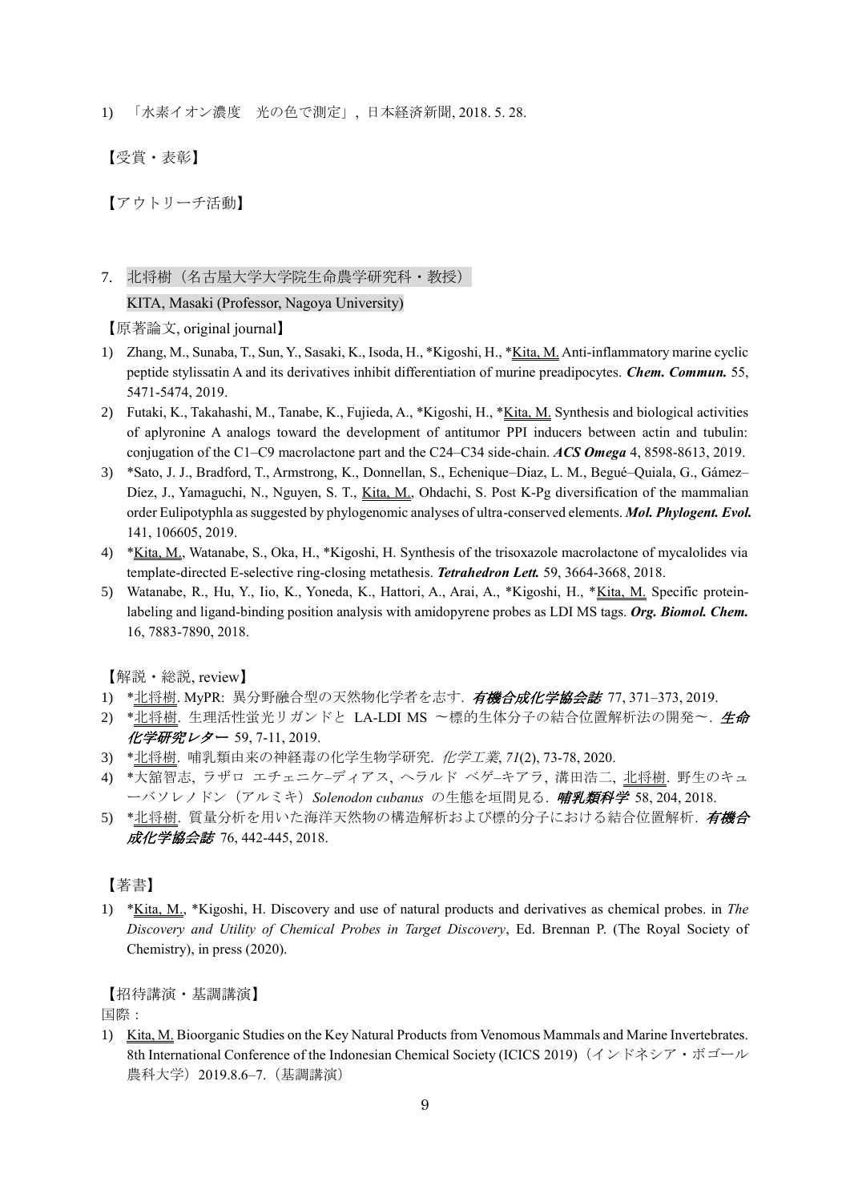1) 「水素イオン濃度　光の色で測定」, 日本経済新聞, 2018. 5. 28.

【受賞・表彰】

【アウトリーチ活動】

7. 北将樹（名古屋大学大学院生命農学研究科・教授）
KITA, Masaki (Professor, Nagoya University)

【原著論文, original journal】

1) Zhang, M., Sunaba, T., Sun, Y., Sasaki, K., Isoda, H., *Kigoshi, H., *Kita, M. Anti-inflammatory marine cyclic peptide stylissatin A and its derivatives inhibit differentiation of murine preadipocytes. ***Chem. Commun.*** 55, 5471-5474, 2019.
2) Futaki, K., Takahashi, M., Tanabe, K., Fujieda, A., *Kigoshi, H., *Kita, M. Synthesis and biological activities of aplyronine A analogs toward the development of antitumor PPI inducers between actin and tubulin: conjugation of the C1–C9 macrolactone part and the C24–C34 side-chain. ***ACS Omega*** 4, 8598-8613, 2019.
3) *Sato, J. J., Bradford, T., Armstrong, K., Donnellan, S., Echenique–Diaz, L. M., Begué–Quiala, G., Gámez–Díez, J., Yamaguchi, N., Nguyen, S. T., Kita, M., Ohdachi, S. Post K-Pg diversification of the mammalian order Eulipotyphla as suggested by phylogenomic analyses of ultra-conserved elements. ***Mol. Phylogent. Evol.*** 141, 106605, 2019.
4) *Kita, M., Watanabe, S., Oka, H., *Kigoshi, H. Synthesis of the trisoxazole macrolactone of mycalolides via template-directed E-selective ring-closing metathesis. ***Tetrahedron Lett.*** 59, 3664-3668, 2018.
5) Watanabe, R., Hu, Y., Iio, K., Yoneda, K., Hattori, A., Arai, A., *Kigoshi, H., *Kita, M. Specific protein-labeling and ligand-binding position analysis with amidopyrene probes as LDI MS tags. ***Org. Biomol. Chem.*** 16, 7883-7890, 2018.

【解説・総説, review】

1) *北将樹. MyPR: 異分野融合型の天然物化学者を志す. ***有機合成化学協会誌*** 77, 371–373, 2019.
2) *北将樹. 生理活性蛍光リガンドと LA-LDI MS ～標的生体分子の結合位置解析法の開発～. ***生命化学研究レター*** 59, 7-11, 2019.
3) *北将樹. 哺乳類由来の神経毒の化学生物学研究. *化学工業*, *71*(2), 73-78, 2020.
4) *大舘智志, ラザロ エチェニケ–ディアス, ヘラルド ベゲ–キアラ, 溝田浩二, 北将樹. 野生のキューバソレノドン（アルミキ）*Solenodon cubanus* の生態を垣間見る. ***哺乳類科学*** 58, 204, 2018.
5) *北将樹. 質量分析を用いた海洋天然物の構造解析および標的分子における結合位置解析. ***有機合成化学協会誌*** 76, 442-445, 2018.

【著書】

1) *Kita, M., *Kigoshi, H. Discovery and use of natural products and derivatives as chemical probes. in *The Discovery and Utility of Chemical Probes in Target Discovery*, Ed. Brennan P. (The Royal Society of Chemistry), in press (2020).

【招待講演・基調講演】

国際：

1) Kita, M. Bioorganic Studies on the Key Natural Products from Venomous Mammals and Marine Invertebrates. 8th International Conference of the Indonesian Chemical Society (ICICS 2019)（インドネシア・ボゴール農科大学）2019.8.6–7.（基調講演）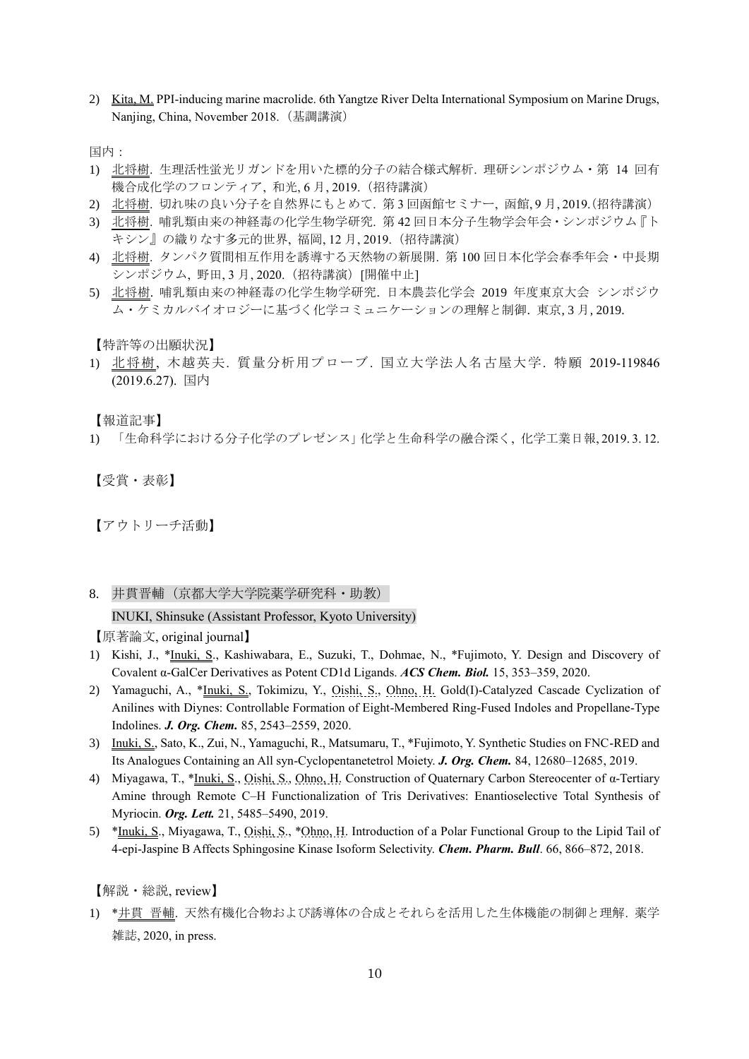2) Kita, M. PPI-inducing marine macrolide. 6th Yangtze River Delta International Symposium on Marine Drugs, Nanjing, China, November 2018.（基調講演）

国内：

1) 北将樹. 生理活性蛍光リガンドを用いた標的分子の結合様式解析. 理研シンポジウム・第 14 回有機合成化学のフロンティア, 和光, 6 月, 2019.（招待講演）
2) 北将樹. 切れ味の良い分子を自然界にもとめて. 第 3 回函館セミナー, 函館, 9 月, 2019.（招待講演）
3) 北将樹. 哺乳類由来の神経毒の化学生物学研究. 第 42 回日本分子生物学会年会・シンポジウム『トキシン』の織りなす多元的世界, 福岡, 12 月, 2019.（招待講演）
4) 北将樹. タンパク質間相互作用を誘導する天然物の新展開. 第 100 回日本化学会春季年会・中長期シンポジウム, 野田, 3 月, 2020.（招待講演）[開催中止]
5) 北将樹. 哺乳類由来の神経毒の化学生物学研究. 日本農芸化学会 2019 年度東京大会 シンポジウム・ケミカルバイオロジーに基づく化学コミュニケーションの理解と制御. 東京, 3 月, 2019.

【特許等の出願状況】

1) 北将樹, 木越英夫. 質量分析用プローブ. 国立大学法人名古屋大学. 特願 2019-119846 (2019.6.27). 国内

【報道記事】

1) 「生命科学における分子化学のプレゼンス」化学と生命科学の融合深く, 化学工業日報, 2019. 3. 12.

【受賞・表彰】

【アウトリーチ活動】

8. 井貫晋輔（京都大学大学院薬学研究科・助教）
INUKI, Shinsuke (Assistant Professor, Kyoto University)

【原著論文, original journal】

1) Kishi, J., *Inuki, S., Kashiwabara, E., Suzuki, T., Dohmae, N., *Fujimoto, Y. Design and Discovery of Covalent α-GalCer Derivatives as Potent CD1d Ligands. ***ACS Chem. Biol.*** 15, 353–359, 2020.
2) Yamaguchi, A., *Inuki, S., Tokimizu, Y., Oishi, S., Ohno, H. Gold(I)-Catalyzed Cascade Cyclization of Anilines with Diynes: Controllable Formation of Eight-Membered Ring-Fused Indoles and Propellane-Type Indolines. ***J. Org. Chem.*** 85, 2543–2559, 2020.
3) Inuki, S., Sato, K., Zui, N., Yamaguchi, R., Matsumaru, T., *Fujimoto, Y. Synthetic Studies on FNC-RED and Its Analogues Containing an All syn-Cyclopentanetetrol Moiety. ***J. Org. Chem.*** 84, 12680–12685, 2019.
4) Miyagawa, T., *Inuki, S., Oishi, S., Ohno, H. Construction of Quaternary Carbon Stereocenter of α-Tertiary Amine through Remote C–H Functionalization of Tris Derivatives: Enantioselective Total Synthesis of Myriocin. ***Org. Lett.*** 21, 5485–5490, 2019.
5) *Inuki, S., Miyagawa, T., Oishi, S., *Ohno, H. Introduction of a Polar Functional Group to the Lipid Tail of 4-epi-Jaspine B Affects Sphingosine Kinase Isoform Selectivity. ***Chem. Pharm. Bull***. 66, 866–872, 2018.

【解説・総説, review】

1) *井貫 晋輔. 天然有機化合物および誘導体の合成とそれらを活用した生体機能の制御と理解. 薬学雑誌, 2020, in press.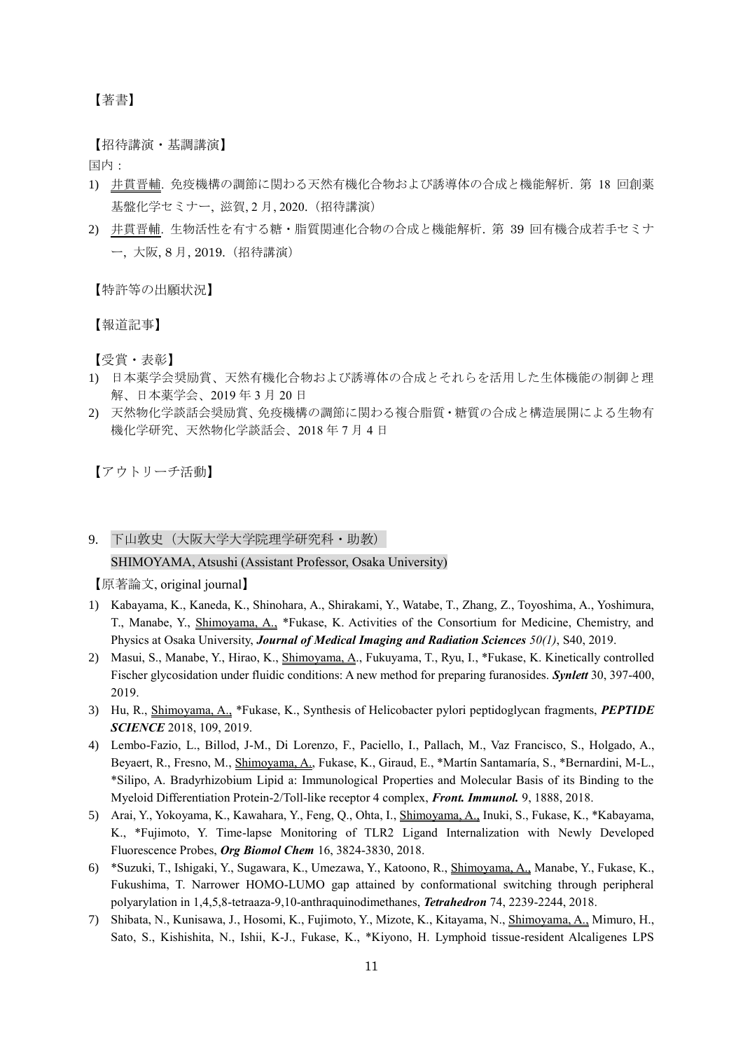【著書】

【招待講演・基調講演】

国内：

1) 井貫晋輔. 免疫機構の調節に関わる天然有機化合物および誘導体の合成と機能解析. 第 18 回創薬基盤化学セミナー, 滋賀, 2 月, 2020.（招待講演）
2) 井貫晋輔. 生物活性を有する糖・脂質関連化合物の合成と機能解析. 第 39 回有機合成若手セミナー, 大阪, 8 月, 2019.（招待講演）

【特許等の出願状況】

【報道記事】

【受賞・表彰】

1) 日本薬学会奨励賞、天然有機化合物および誘導体の合成とそれらを活用した生体機能の制御と理解、日本薬学会、2019 年 3 月 20 日
2) 天然物化学談話会奨励賞、免疫機構の調節に関わる複合脂質・糖質の合成と構造展開による生物有機化学研究、天然物化学談話会、2018 年 7 月 4 日

【アウトリーチ活動】

## 9. 下山敦史（大阪大学大学院理学研究科・助教）

SHIMOYAMA, Atsushi (Assistant Professor, Osaka University)

【原著論文, original journal】

1) Kabayama, K., Kaneda, K., Shinohara, A., Shirakami, Y., Watabe, T., Zhang, Z., Toyoshima, A., Yoshimura, T., Manabe, Y., Shimoyama, A., *Fukase, K. Activities of the Consortium for Medicine, Chemistry, and Physics at Osaka University, ***Journal of Medical Imaging and Radiation Sciences*** *50(1)*, S40, 2019.
2) Masui, S., Manabe, Y., Hirao, K., Shimoyama, A., Fukuyama, T., Ryu, I., *Fukase, K. Kinetically controlled Fischer glycosidation under fluidic conditions: A new method for preparing furanosides. ***Synlett*** 30, 397-400, 2019.
3) Hu, R., Shimoyama, A., *Fukase, K., Synthesis of Helicobacter pylori peptidoglycan fragments, ***PEPTIDE SCIENCE*** 2018, 109, 2019.
4) Lembo-Fazio, L., Billod, J-M., Di Lorenzo, F., Paciello, I., Pallach, M., Vaz Francisco, S., Holgado, A., Beyaert, R., Fresno, M., Shimoyama, A., Fukase, K., Giraud, E., *Martín Santamaría, S., *Bernardini, M-L., *Silipo, A. Bradyrhizobium Lipid a: Immunological Properties and Molecular Basis of its Binding to the Myeloid Differentiation Protein-2/Toll-like receptor 4 complex, ***Front. Immunol.*** 9, 1888, 2018.
5) Arai, Y., Yokoyama, K., Kawahara, Y., Feng, Q., Ohta, I., Shimoyama, A., Inuki, S., Fukase, K., *Kabayama, K., *Fujimoto, Y. Time-lapse Monitoring of TLR2 Ligand Internalization with Newly Developed Fluorescence Probes, ***Org Biomol Chem*** 16, 3824-3830, 2018.
6) *Suzuki, T., Ishigaki, Y., Sugawara, K., Umezawa, Y., Katoono, R., Shimoyama, A., Manabe, Y., Fukase, K., Fukushima, T. Narrower HOMO-LUMO gap attained by conformational switching through peripheral polyarylation in 1,4,5,8-tetraaza-9,10-anthraquinodimethanes, ***Tetrahedron*** 74, 2239-2244, 2018.
7) Shibata, N., Kunisawa, J., Hosomi, K., Fujimoto, Y., Mizote, K., Kitayama, N., Shimoyama, A., Mimuro, H., Sato, S., Kishishita, N., Ishii, K-J., Fukase, K., *Kiyono, H. Lymphoid tissue-resident Alcaligenes LPS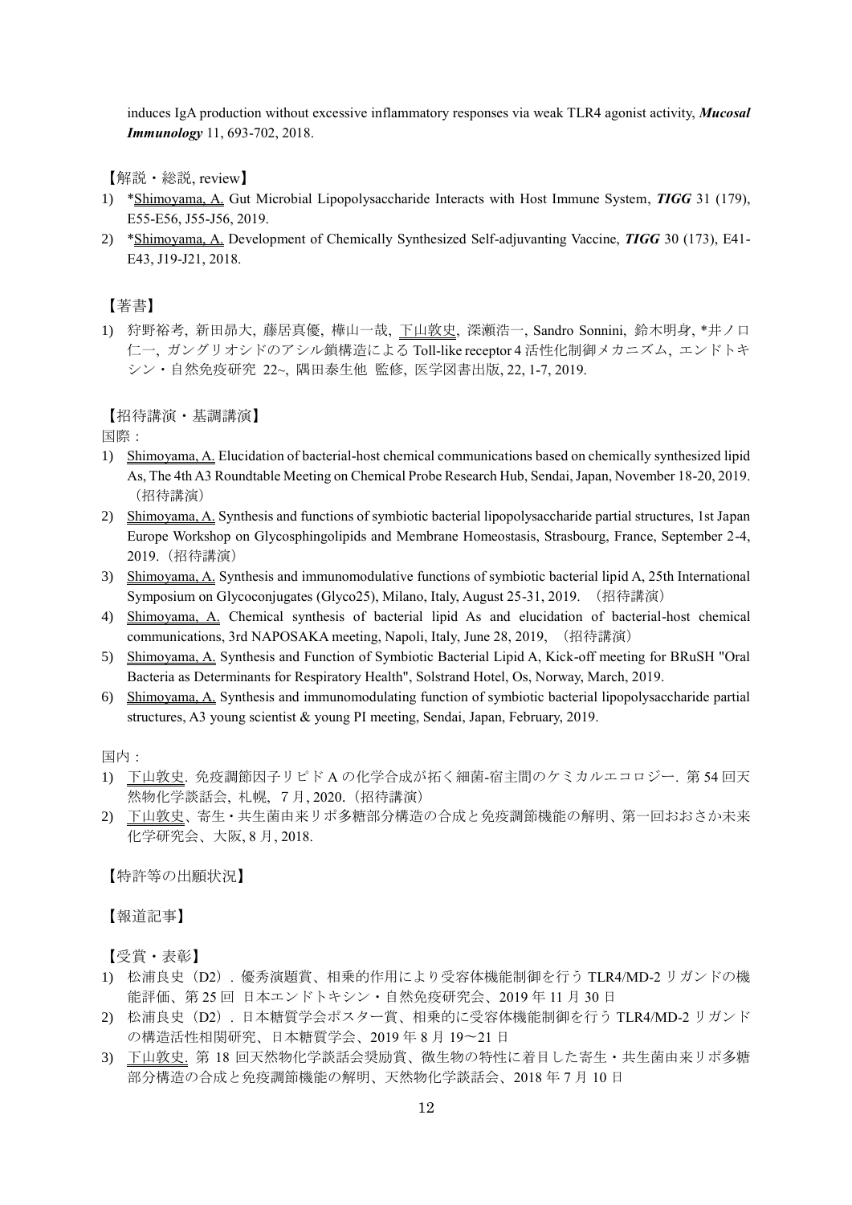induces IgA production without excessive inflammatory responses via weak TLR4 agonist activity, ***Mucosal Immunology*** 11, 693-702, 2018.

【解説・総説, review】

1) *Shimoyama, A. Gut Microbial Lipopolysaccharide Interacts with Host Immune System, ***TIGG*** 31 (179), E55-E56, J55-J56, 2019.
2) *Shimoyama, A. Development of Chemically Synthesized Self-adjuvanting Vaccine, ***TIGG*** 30 (173), E41-E43, J19-J21, 2018.

【著書】

1) 狩野裕考, 新田昴大, 藤居真優, 樺山一哉, 下山敦史, 深瀬浩一, Sandro Sonnini, 鈴木明身, *井ノ口仁一, ガングリオシドのアシル鎖構造による Toll-like receptor 4 活性化制御メカニズム, エンドトキシン・自然免疫研究 22~, 隅田泰生他 監修, 医学図書出版, 22, 1-7, 2019.

【招待講演・基調講演】

国際：

1) Shimoyama, A. Elucidation of bacterial-host chemical communications based on chemically synthesized lipid As, The 4th A3 Roundtable Meeting on Chemical Probe Research Hub, Sendai, Japan, November 18-20, 2019.（招待講演）
2) Shimoyama, A. Synthesis and functions of symbiotic bacterial lipopolysaccharide partial structures, 1st Japan Europe Workshop on Glycosphingolipids and Membrane Homeostasis, Strasbourg, France, September 2-4, 2019.（招待講演）
3) Shimoyama, A. Synthesis and immunomodulative functions of symbiotic bacterial lipid A, 25th International Symposium on Glycoconjugates (Glyco25), Milano, Italy, August 25-31, 2019. （招待講演）
4) Shimoyama, A. Chemical synthesis of bacterial lipid As and elucidation of bacterial-host chemical communications, 3rd NAPOSAKA meeting, Napoli, Italy, June 28, 2019, （招待講演）
5) Shimoyama, A. Synthesis and Function of Symbiotic Bacterial Lipid A, Kick-off meeting for BRuSH "Oral Bacteria as Determinants for Respiratory Health", Solstrand Hotel, Os, Norway, March, 2019.
6) Shimoyama, A. Synthesis and immunomodulating function of symbiotic bacterial lipopolysaccharide partial structures, A3 young scientist & young PI meeting, Sendai, Japan, February, 2019.

国内：

1) 下山敦史. 免疫調節因子リピド A の化学合成が拓く細菌-宿主間のケミカルエコロジー. 第 54 回天然物化学談話会, 札幌, 7 月, 2020.（招待講演）
2) 下山敦史、寄生・共生菌由来リポ多糖部分構造の合成と免疫調節機能の解明、第一回おおさか未来化学研究会、大阪, 8 月, 2018.

【特許等の出願状況】

【報道記事】

【受賞・表彰】

1) 松浦良史（D2）. 優秀演題賞、相乗的作用により受容体機能制御を行う TLR4/MD-2 リガンドの機能評価、第 25 回 日本エンドトキシン・自然免疫研究会、2019 年 11 月 30 日
2) 松浦良史（D2）. 日本糖質学会ポスター賞、相乗的に受容体機能制御を行う TLR4/MD-2 リガンドの構造活性相関研究、日本糖質学会、2019 年 8 月 19〜21 日
3) 下山敦史. 第 18 回天然物化学談話会奨励賞、微生物の特性に着目した寄生・共生菌由来リポ多糖部分構造の合成と免疫調節機能の解明、天然物化学談話会、2018 年 7 月 10 日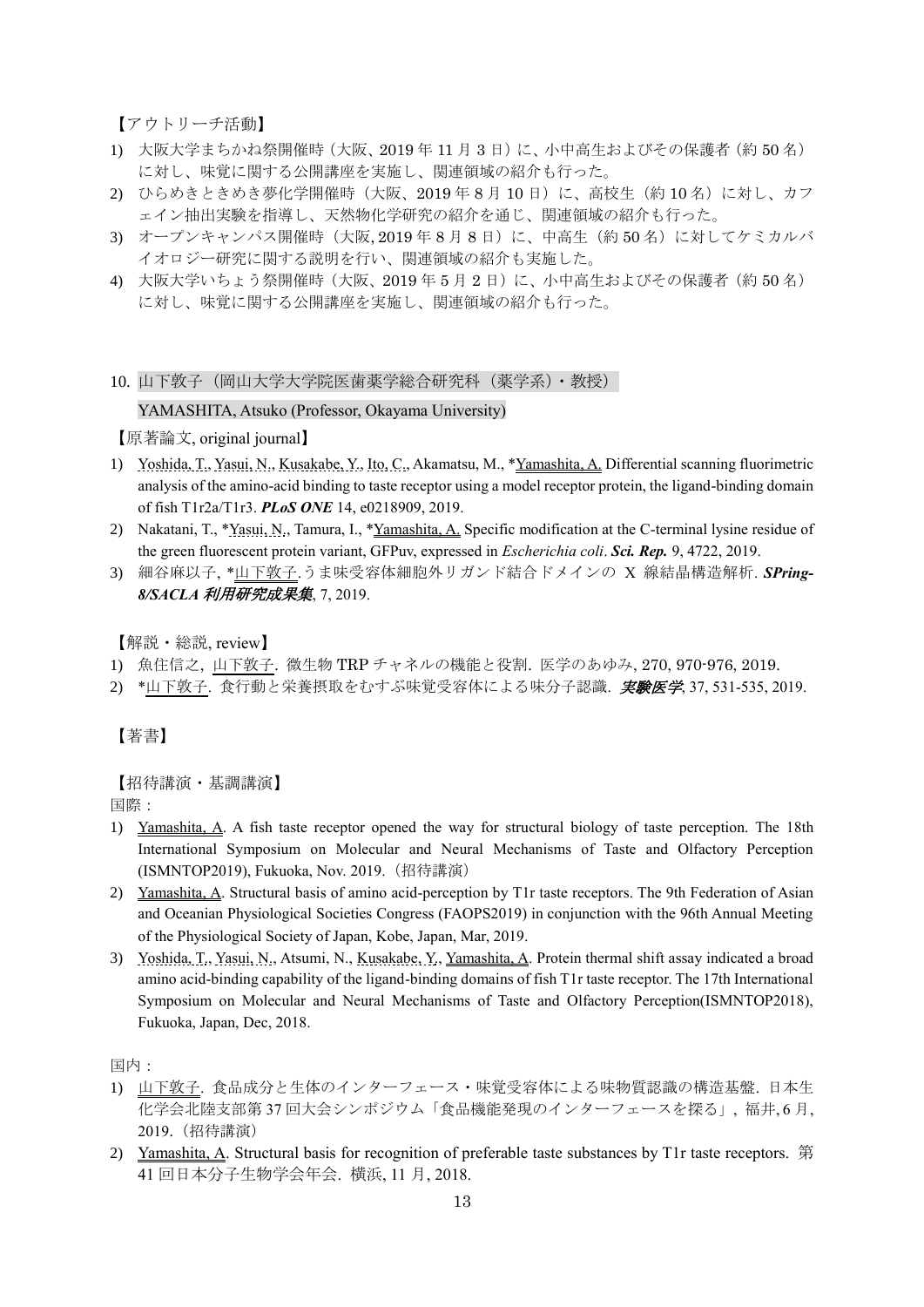【アウトリーチ活動】

1) 大阪大学まちかね祭開催時（大阪、2019 年 11 月 3 日）に、小中高生およびその保護者（約 50 名）に対し、味覚に関する公開講座を実施し、関連領域の紹介も行った。
2) ひらめきときめき夢化学開催時（大阪、2019 年 8 月 10 日）に、高校生（約 10 名）に対し、カフェイン抽出実験を指導し、天然物化学研究の紹介を通じ、関連領域の紹介も行った。
3) オープンキャンパス開催時（大阪, 2019 年 8 月 8 日）に、中高生（約 50 名）に対してケミカルバイオロジー研究に関する説明を行い、関連領域の紹介も実施した。
4) 大阪大学いちょう祭開催時（大阪、2019 年 5 月 2 日）に、小中高生およびその保護者（約 50 名）に対し、味覚に関する公開講座を実施し、関連領域の紹介も行った。

## 10. 山下敦子（岡山大学大学院医歯薬学総合研究科（薬学系）・教授）

## YAMASHITA, Atsuko (Professor, Okayama University)

【原著論文, original journal】

1) Yoshida, T., Yasui, N., Kusakabe, Y., Ito, C., Akamatsu, M., *Yamashita, A. Differential scanning fluorimetric analysis of the amino-acid binding to taste receptor using a model receptor protein, the ligand-binding domain of fish T1r2a/T1r3. ***PLoS ONE*** 14, e0218909, 2019.
2) Nakatani, T., *Yasui, N., Tamura, I., *Yamashita, A. Specific modification at the C-terminal lysine residue of the green fluorescent protein variant, GFPuv, expressed in *Escherichia coli*. ***Sci. Rep.*** 9, 4722, 2019.
3) 細谷麻以子, *山下敦子. うま味受容体細胞外リガンド結合ドメインの X 線結晶構造解析. ***SPring-8/SACLA 利用研究成果集***, 7, 2019.

【解説・総説, review】

1) 魚住信之, 山下敦子. 微生物 TRP チャネルの機能と役割. 医学のあゆみ, 270, 970-976, 2019.
2) *山下敦子. 食行動と栄養摂取をむすぶ味覚受容体による味分子認識. ***実験医学***, 37, 531-535, 2019.

【著書】

【招待講演・基調講演】

国際：

1) Yamashita, A. A fish taste receptor opened the way for structural biology of taste perception. The 18th International Symposium on Molecular and Neural Mechanisms of Taste and Olfactory Perception (ISMNTOP2019), Fukuoka, Nov. 2019.（招待講演）
2) Yamashita, A. Structural basis of amino acid-perception by T1r taste receptors. The 9th Federation of Asian and Oceanian Physiological Societies Congress (FAOPS2019) in conjunction with the 96th Annual Meeting of the Physiological Society of Japan, Kobe, Japan, Mar, 2019.
3) Yoshida, T., Yasui, N., Atsumi, N., Kusakabe, Y., Yamashita, A. Protein thermal shift assay indicated a broad amino acid-binding capability of the ligand-binding domains of fish T1r taste receptor. The 17th International Symposium on Molecular and Neural Mechanisms of Taste and Olfactory Perception(ISMNTOP2018), Fukuoka, Japan, Dec, 2018.

国内：

1) 山下敦子. 食品成分と生体のインターフェース・味覚受容体による味物質認識の構造基盤. 日本生化学会北陸支部第 37 回大会シンポジウム「食品機能発現のインターフェースを探る」, 福井, 6 月, 2019.（招待講演）
2) Yamashita, A. Structural basis for recognition of preferable taste substances by T1r taste receptors. 第 41 回日本分子生物学会年会. 横浜, 11 月, 2018.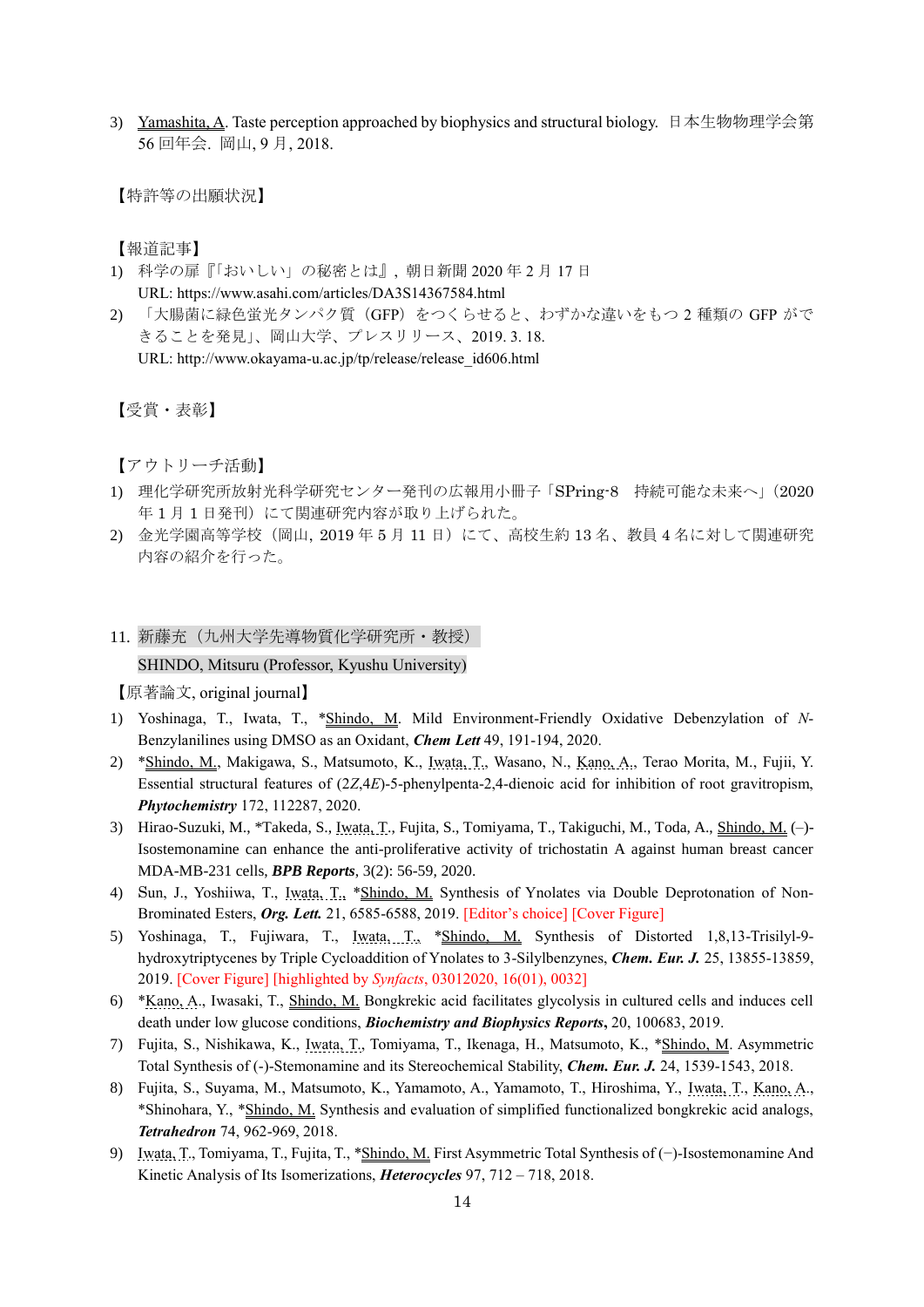3) Yamashita, A. Taste perception approached by biophysics and structural biology. 日本生物物理学会第56回年会. 岡山, 9月, 2018.

【特許等の出願状況】

【報道記事】

1) 科学の扉『「おいしい」の秘密とは』, 朝日新聞 2020年2月17日
URL: https://www.asahi.com/articles/DA3S14367584.html
2) 「大腸菌に緑色蛍光タンパク質（GFP）をつくらせると、わずかな違いをもつ2種類のGFPができることを発見」、岡山大学、プレスリリース、2019. 3. 18.
URL: http://www.okayama-u.ac.jp/tp/release/release_id606.html

【受賞・表彰】

【アウトリーチ活動】

1) 理化学研究所放射光科学研究センター発刊の広報用小冊子「SPring-8　持続可能な未来へ」(2020年1月1日発刊）にて関連研究内容が取り上げられた。
2) 金光学園高等学校（岡山, 2019年5月11日）にて、高校生約13名、教員4名に対して関連研究内容の紹介を行った。

## 11. 新藤充（九州大学先導物質化学研究所・教授）
SHINDO, Mitsuru (Professor, Kyushu University)

【原著論文, original journal】

1) Yoshinaga, T., Iwata, T., *Shindo, M. Mild Environment-Friendly Oxidative Debenzylation of *N*-Benzylanilines using DMSO as an Oxidant, ***Chem Lett*** 49, 191-194, 2020.
2) *Shindo, M., Makigawa, S., Matsumoto, K., Iwata, T., Wasano, N., Kano, A., Terao Morita, M., Fujii, Y. Essential structural features of (2*Z*,4*E*)-5-phenylpenta-2,4-dienoic acid for inhibition of root gravitropism, ***Phytochemistry*** 172, 112287, 2020.
3) Hirao-Suzuki, M., *Takeda, S., Iwata, T., Fujita, S., Tomiyama, T., Takiguchi, M., Toda, A., Shindo, M. (–)-Isostemonamine can enhance the anti-proliferative activity of trichostatin A against human breast cancer MDA-MB-231 cells, ***BPB Reports***, 3(2): 56-59, 2020.
4) Sun, J., Yoshiiwa, T., Iwata, T., *Shindo, M. Synthesis of Ynolates via Double Deprotonation of Non-Brominated Esters, ***Org. Lett.*** 21, 6585-6588, 2019. [Editor's choice] [Cover Figure]
5) Yoshinaga, T., Fujiwara, T., Iwata, T., *Shindo, M. Synthesis of Distorted 1,8,13-Trisilyl-9-hydroxytriptycenes by Triple Cycloaddition of Ynolates to 3-Silylbenzynes, ***Chem. Eur. J.*** 25, 13855-13859, 2019. [Cover Figure] [highlighted by *Synfacts*, 03012020, 16(01), 0032]
6) *Kano, A., Iwasaki, T., Shindo, M. Bongkrekic acid facilitates glycolysis in cultured cells and induces cell death under low glucose conditions, ***Biochemistry and Biophysics Reports***, 20, 100683, 2019.
7) Fujita, S., Nishikawa, K., Iwata, T., Tomiyama, T., Ikenaga, H., Matsumoto, K., *Shindo, M. Asymmetric Total Synthesis of (-)-Stemonamine and its Stereochemical Stability, ***Chem. Eur. J.*** 24, 1539-1543, 2018.
8) Fujita, S., Suyama, M., Matsumoto, K., Yamamoto, A., Yamamoto, T., Hiroshima, Y., Iwata, T., Kano, A., *Shinohara, Y., *Shindo, M. Synthesis and evaluation of simplified functionalized bongkrekic acid analogs, ***Tetrahedron*** 74, 962-969, 2018.
9) Iwata, T., Tomiyama, T., Fujita, T., *Shindo, M. First Asymmetric Total Synthesis of (−)-Isostemonamine And Kinetic Analysis of Its Isomerizations, ***Heterocycles*** 97, 712 – 718, 2018.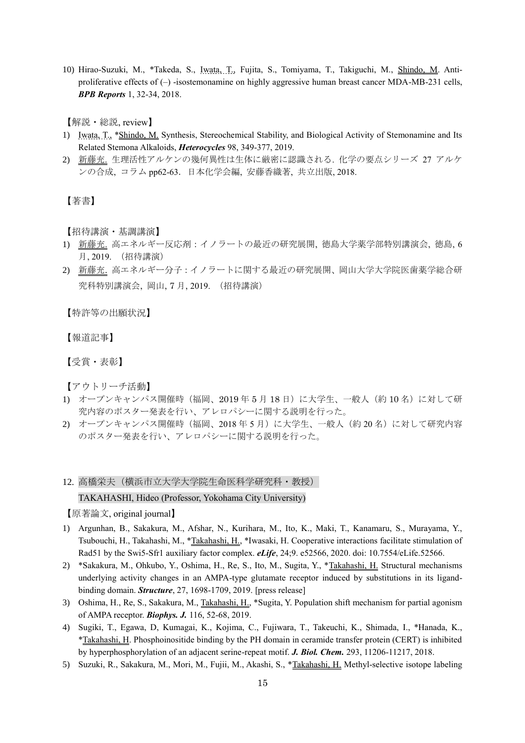10) Hirao-Suzuki, M., *Takeda, S., Iwata, T., Fujita, S., Tomiyama, T., Takiguchi, M., Shindo, M. Anti-proliferative effects of (–) -isostemonamine on highly aggressive human breast cancer MDA-MB-231 cells, ***BPB Reports*** 1, 32-34, 2018.

【解説・総説, review】

1) Iwata, T., *Shindo, M. Synthesis, Stereochemical Stability, and Biological Activity of Stemonamine and Its Related Stemona Alkaloids, ***Heterocycles*** 98, 349-377, 2019.
2) 新藤充. 生理活性アルケンの幾何異性は生体に厳密に認識される. 化学の要点シリーズ 27 アルケンの合成, コラム pp62-63. 日本化学会編, 安藤香織著, 共立出版, 2018.

【著書】

【招待講演・基調講演】

1) 新藤充. 高エネルギー反応剤：イノラートの最近の研究展開, 徳島大学薬学部特別講演会, 徳島, 6月, 2019. （招待講演）
2) 新藤充. 高エネルギー分子：イノラートに関する最近の研究展開、岡山大学大学院医歯薬学総合研究科特別講演会, 岡山, 7月, 2019. （招待講演）

【特許等の出願状況】

【報道記事】

【受賞・表彰】

【アウトリーチ活動】

1) オープンキャンパス開催時（福岡、2019年5月18日）に大学生、一般人（約10名）に対して研究内容のポスター発表を行い、アレロパシーに関する説明を行った。
2) オープンキャンパス開催時（福岡、2018年5月）に大学生、一般人（約20名）に対して研究内容のポスター発表を行い、アレロパシーに関する説明を行った。

12. 高橋栄夫（横浜市立大学大学院生命医科学研究科・教授）
TAKAHASHI, Hideo (Professor, Yokohama City University)

【原著論文, original journal】

1) Argunhan, B., Sakakura, M., Afshar, N., Kurihara, M., Ito, K., Maki, T., Kanamaru, S., Murayama, Y., Tsubouchi, H., Takahashi, M., *Takahashi, H., *Iwasaki, H. Cooperative interactions facilitate stimulation of Rad51 by the Swi5-Sfr1 auxiliary factor complex. ***eLife***, 24;9. e52566, 2020. doi: 10.7554/eLife.52566.
2) *Sakakura, M., Ohkubo, Y., Oshima, H., Re, S., Ito, M., Sugita, Y., *Takahashi, H. Structural mechanisms underlying activity changes in an AMPA-type glutamate receptor induced by substitutions in its ligand-binding domain. ***Structure***, 27, 1698-1709, 2019. [press release]
3) Oshima, H., Re, S., Sakakura, M., Takahashi, H., *Sugita, Y. Population shift mechanism for partial agonism of AMPA receptor. ***Biophys. J.*** 116, 52-68, 2019.
4) Sugiki, T., Egawa, D, Kumagai, K., Kojima, C., Fujiwara, T., Takeuchi, K., Shimada, I., *Hanada, K., *Takahashi, H. Phosphoinositide binding by the PH domain in ceramide transfer protein (CERT) is inhibited by hyperphosphorylation of an adjacent serine-repeat motif. ***J. Biol. Chem.*** 293, 11206-11217, 2018.
5) Suzuki, R., Sakakura, M., Mori, M., Fujii, M., Akashi, S., *Takahashi, H. Methyl-selective isotope labeling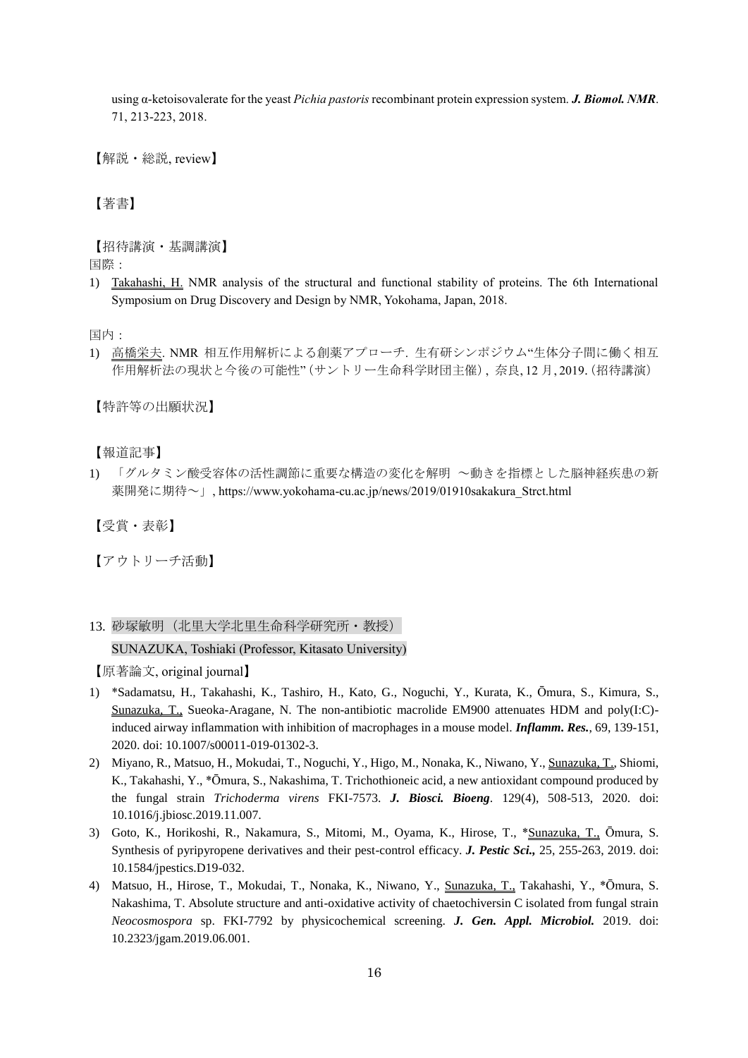using α-ketoisovalerate for the yeast *Pichia pastoris* recombinant protein expression system. ***J. Biomol. NMR***. 71, 213-223, 2018.

【解説・総説, review】

【著書】

【招待講演・基調講演】

国際：

1) Takahashi, H. NMR analysis of the structural and functional stability of proteins. The 6th International Symposium on Drug Discovery and Design by NMR, Yokohama, Japan, 2018.

国内：

1) 高橋栄夫. NMR 相互作用解析による創薬アプローチ. 生有研シンポジウム"生体分子間に働く相互作用解析法の現状と今後の可能性"（サントリー生命科学財団主催）, 奈良, 12 月, 2019.（招待講演）

【特許等の出願状況】

【報道記事】

1) 「グルタミン酸受容体の活性調節に重要な構造の変化を解明 ～動きを指標とした脳神経疾患の新薬開発に期待～」, https://www.yokohama-cu.ac.jp/news/2019/01910sakakura_Strct.html

【受賞・表彰】

【アウトリーチ活動】

13. 砂塚敏明（北里大学北里生命科学研究所・教授）
SUNAZUKA, Toshiaki (Professor, Kitasato University)

【原著論文, original journal】

1) *Sadamatsu, H., Takahashi, K., Tashiro, H., Kato, G., Noguchi, Y., Kurata, K., Ōmura, S., Kimura, S., Sunazuka, T., Sueoka-Aragane, N. The non-antibiotic macrolide EM900 attenuates HDM and poly(I:C)-induced airway inflammation with inhibition of macrophages in a mouse model. ***Inflamm. Res.***, 69, 139-151, 2020. doi: 10.1007/s00011-019-01302-3.
2) Miyano, R., Matsuo, H., Mokudai, T., Noguchi, Y., Higo, M., Nonaka, K., Niwano, Y., Sunazuka, T., Shiomi, K., Takahashi, Y., *Ōmura, S., Nakashima, T. Trichothioneic acid, a new antioxidant compound produced by the fungal strain *Trichoderma virens* FKI-7573. ***J. Biosci. Bioeng***. 129(4), 508-513, 2020. doi: 10.1016/j.jbiosc.2019.11.007.
3) Goto, K., Horikoshi, R., Nakamura, S., Mitomi, M., Oyama, K., Hirose, T., *Sunazuka, T., Ōmura, S. Synthesis of pyripyropene derivatives and their pest-control efficacy. ***J. Pestic Sci.,*** 25, 255-263, 2019. doi: 10.1584/jpestics.D19-032.
4) Matsuo, H., Hirose, T., Mokudai, T., Nonaka, K., Niwano, Y., Sunazuka, T., Takahashi, Y., *Ōmura, S. Nakashima, T. Absolute structure and anti-oxidative activity of chaetochiversin C isolated from fungal strain *Neocosmospora* sp. FKI-7792 by physicochemical screening. ***J. Gen. Appl. Microbiol.*** 2019. doi: 10.2323/jgam.2019.06.001.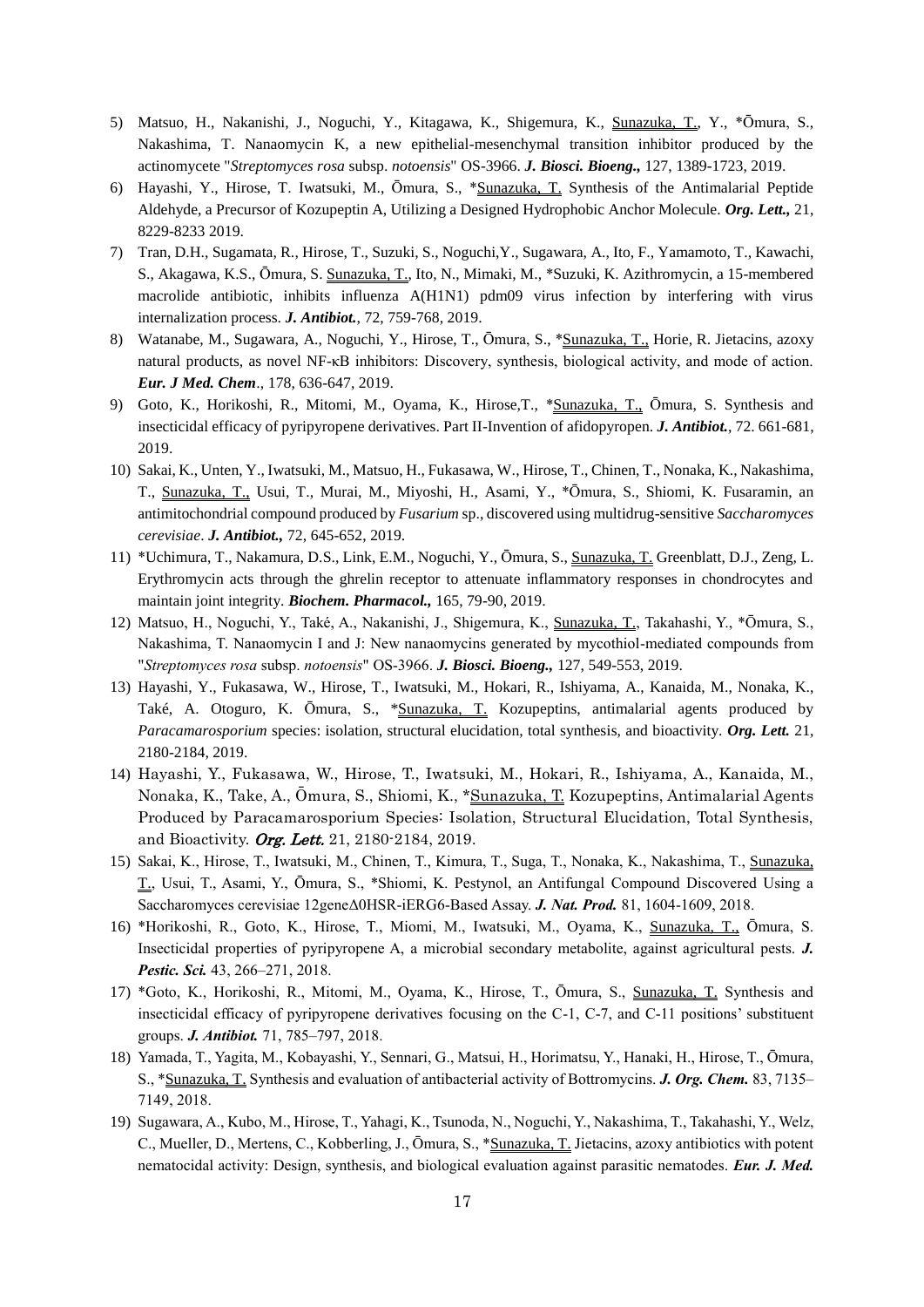5) Matsuo, H., Nakanishi, J., Noguchi, Y., Kitagawa, K., Shigemura, K., Sunazuka, T., Y., *Ōmura, S., Nakashima, T. Nanaomycin K, a new epithelial-mesenchymal transition inhibitor produced by the actinomycete "*Streptomyces rosa* subsp. *notoensis*" OS-3966. ***J. Biosci. Bioeng.,*** 127, 1389-1723, 2019.
6) Hayashi, Y., Hirose, T. Iwatsuki, M., Ōmura, S., *Sunazuka, T. Synthesis of the Antimalarial Peptide Aldehyde, a Precursor of Kozupeptin A, Utilizing a Designed Hydrophobic Anchor Molecule. ***Org. Lett.,*** 21, 8229-8233 2019.
7) Tran, D.H., Sugamata, R., Hirose, T., Suzuki, S., Noguchi,Y., Sugawara, A., Ito, F., Yamamoto, T., Kawachi, S., Akagawa, K.S., Ōmura, S. Sunazuka, T., Ito, N., Mimaki, M., *Suzuki, K. Azithromycin, a 15-membered macrolide antibiotic, inhibits influenza A(H1N1) pdm09 virus infection by interfering with virus internalization process. ***J. Antibiot.***, 72, 759-768, 2019.
8) Watanabe, M., Sugawara, A., Noguchi, Y., Hirose, T., Ōmura, S., *Sunazuka, T., Horie, R. Jietacins, azoxy natural products, as novel NF-κB inhibitors: Discovery, synthesis, biological activity, and mode of action. ***Eur. J Med. Chem***., 178, 636-647, 2019.
9) Goto, K., Horikoshi, R., Mitomi, M., Oyama, K., Hirose,T., *Sunazuka, T., Ōmura, S. Synthesis and insecticidal efficacy of pyripyropene derivatives. Part II-Invention of afidopyropen. ***J. Antibiot.***, 72. 661-681, 2019.
10) Sakai, K., Unten, Y., Iwatsuki, M., Matsuo, H., Fukasawa, W., Hirose, T., Chinen, T., Nonaka, K., Nakashima, T., Sunazuka, T., Usui, T., Murai, M., Miyoshi, H., Asami, Y., *Ōmura, S., Shiomi, K. Fusaramin, an antimitochondrial compound produced by *Fusarium* sp., discovered using multidrug-sensitive *Saccharomyces cerevisiae*. ***J. Antibiot.,*** 72, 645-652, 2019.
11) *Uchimura, T., Nakamura, D.S., Link, E.M., Noguchi, Y., Ōmura, S., Sunazuka, T. Greenblatt, D.J., Zeng, L. Erythromycin acts through the ghrelin receptor to attenuate inflammatory responses in chondrocytes and maintain joint integrity. ***Biochem. Pharmacol.,*** 165, 79-90, 2019.
12) Matsuo, H., Noguchi, Y., Také, A., Nakanishi, J., Shigemura, K., Sunazuka, T., Takahashi, Y., *Ōmura, S., Nakashima, T. Nanaomycin I and J: New nanaomycins generated by mycothiol-mediated compounds from "*Streptomyces rosa* subsp. *notoensis*" OS-3966. ***J. Biosci. Bioeng.,*** 127, 549-553, 2019.
13) Hayashi, Y., Fukasawa, W., Hirose, T., Iwatsuki, M., Hokari, R., Ishiyama, A., Kanaida, M., Nonaka, K., Také, A. Otoguro, K. Ōmura, S., *Sunazuka, T. Kozupeptins, antimalarial agents produced by *Paracamarosporium* species: isolation, structural elucidation, total synthesis, and bioactivity. ***Org. Lett.*** 21, 2180-2184, 2019.
14) Hayashi, Y., Fukasawa, W., Hirose, T., Iwatsuki, M., Hokari, R., Ishiyama, A., Kanaida, M., Nonaka, K., Take, A., Ōmura, S., Shiomi, K., *Sunazuka, T. Kozupeptins, Antimalarial Agents Produced by Paracamarosporium Species: Isolation, Structural Elucidation, Total Synthesis, and Bioactivity. ***Org. Lett.*** 21, 2180-2184, 2019.
15) Sakai, K., Hirose, T., Iwatsuki, M., Chinen, T., Kimura, T., Suga, T., Nonaka, K., Nakashima, T., Sunazuka, T., Usui, T., Asami, Y., Ōmura, S., *Shiomi, K. Pestynol, an Antifungal Compound Discovered Using a Saccharomyces cerevisiae 12geneΔ0HSR-iERG6-Based Assay. ***J. Nat. Prod.*** 81, 1604-1609, 2018.
16) *Horikoshi, R., Goto, K., Hirose, T., Miomi, M., Iwatsuki, M., Oyama, K., Sunazuka, T., Ōmura, S. Insecticidal properties of pyripyropene A, a microbial secondary metabolite, against agricultural pests. ***J. Pestic. Sci.*** 43, 266–271, 2018.
17) *Goto, K., Horikoshi, R., Mitomi, M., Oyama, K., Hirose, T., Ōmura, S., Sunazuka, T. Synthesis and insecticidal efficacy of pyripyropene derivatives focusing on the C-1, C-7, and C-11 positions' substituent groups. ***J. Antibiot.*** 71, 785–797, 2018.
18) Yamada, T., Yagita, M., Kobayashi, Y., Sennari, G., Matsui, H., Horimatsu, Y., Hanaki, H., Hirose, T., Ōmura, S., *Sunazuka, T. Synthesis and evaluation of antibacterial activity of Bottromycins. ***J. Org. Chem.*** 83, 7135–7149, 2018.
19) Sugawara, A., Kubo, M., Hirose, T., Yahagi, K., Tsunoda, N., Noguchi, Y., Nakashima, T., Takahashi, Y., Welz, C., Mueller, D., Mertens, C., Kobberling, J., Ōmura, S., *Sunazuka, T. Jietacins, azoxy antibiotics with potent nematocidal activity: Design, synthesis, and biological evaluation against parasitic nematodes. ***Eur. J. Med.***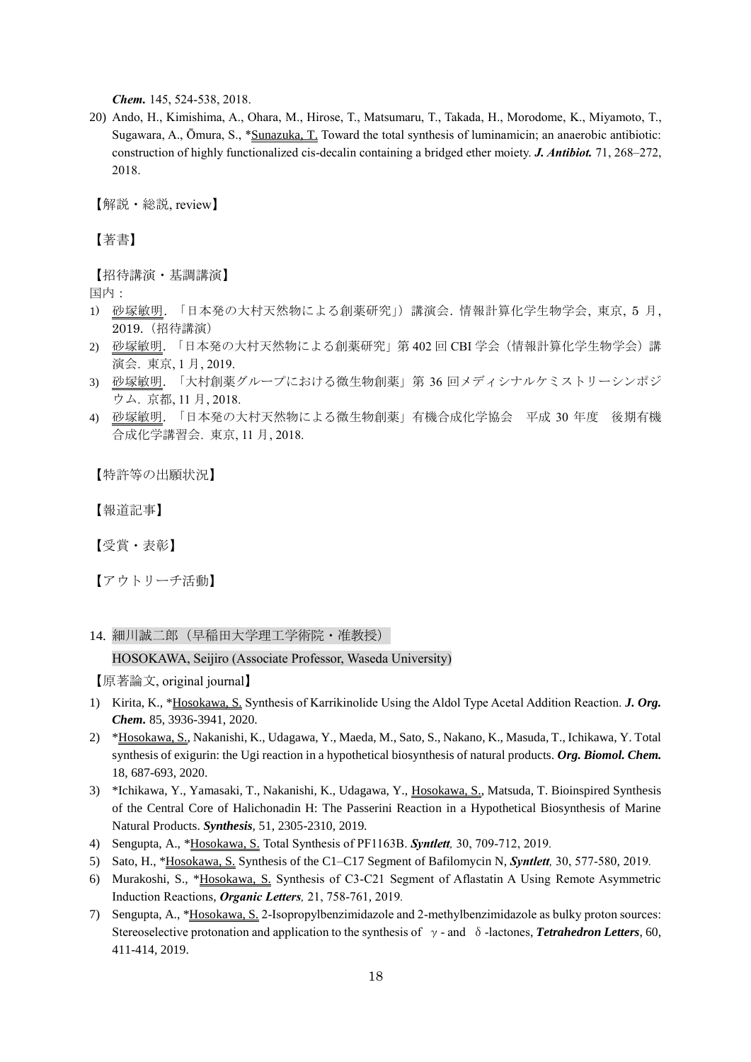*Chem.* 145, 524-538, 2018.

20) Ando, H., Kimishima, A., Ohara, M., Hirose, T., Matsumaru, T., Takada, H., Morodome, K., Miyamoto, T., Sugawara, A., Ōmura, S., *Sunazuka, T. Toward the total synthesis of luminamicin; an anaerobic antibiotic: construction of highly functionalized cis-decalin containing a bridged ether moiety. ***J. Antibiot.*** 71, 268–272, 2018.

【解説・総説, review】

【著書】

【招待講演・基調講演】

国内：

1) 砂塚敏明．「日本発の大村天然物による創薬研究」）講演会．情報計算化学生物学会，東京，5 月，2019．（招待講演）
2) 砂塚敏明．「日本発の大村天然物による創薬研究」第 402 回 CBI 学会（情報計算化学生物学会）講演会．東京, 1 月, 2019.
3) 砂塚敏明．「大村創薬グループにおける微生物創薬」第 36 回メディシナルケミストリーシンポジウム．京都, 11 月, 2018.
4) 砂塚敏明．「日本発の大村天然物による微生物創薬」有機合成化学協会　平成 30 年度　後期有機合成化学講習会．東京, 11 月, 2018.

【特許等の出願状況】

【報道記事】

【受賞・表彰】

【アウトリーチ活動】

14. 細川誠二郎（早稲田大学理工学術院・准教授）

HOSOKAWA, Seijiro (Associate Professor, Waseda University)

【原著論文, original journal】

1) Kirita, K., *Hosokawa, S. Synthesis of Karrikinolide Using the Aldol Type Acetal Addition Reaction. ***J. Org. Chem.*** 85, 3936-3941, 2020.
2) *Hosokawa, S., Nakanishi, K., Udagawa, Y., Maeda, M., Sato, S., Nakano, K., Masuda, T., Ichikawa, Y. Total synthesis of exigurin: the Ugi reaction in a hypothetical biosynthesis of natural products. ***Org. Biomol. Chem.*** 18, 687-693, 2020.
3) *Ichikawa, Y., Yamasaki, T., Nakanishi, K., Udagawa, Y., Hosokawa, S., Matsuda, T. Bioinspired Synthesis of the Central Core of Halichonadin H: The Passerini Reaction in a Hypothetical Biosynthesis of Marine Natural Products. ***Synthesis***, 51, 2305-2310, 2019.
4) Sengupta, A., *Hosokawa, S. Total Synthesis of PF1163B. ***Syntlett,*** 30, 709-712, 2019.
5) Sato, H., *Hosokawa, S. Synthesis of the C1–C17 Segment of Bafilomycin N, ***Syntlett,*** 30, 577-580, 2019.
6) Murakoshi, S., *Hosokawa, S. Synthesis of C3-C21 Segment of Aflastatin A Using Remote Asymmetric Induction Reactions, ***Organic Letters,*** 21, 758-761, 2019.
7) Sengupta, A., *Hosokawa, S. 2-Isopropylbenzimidazole and 2-methylbenzimidazole as bulky proton sources: Stereoselective protonation and application to the synthesis of $\gamma$- and $\delta$-lactones, ***Tetrahedron Letters***, 60, 411-414, 2019.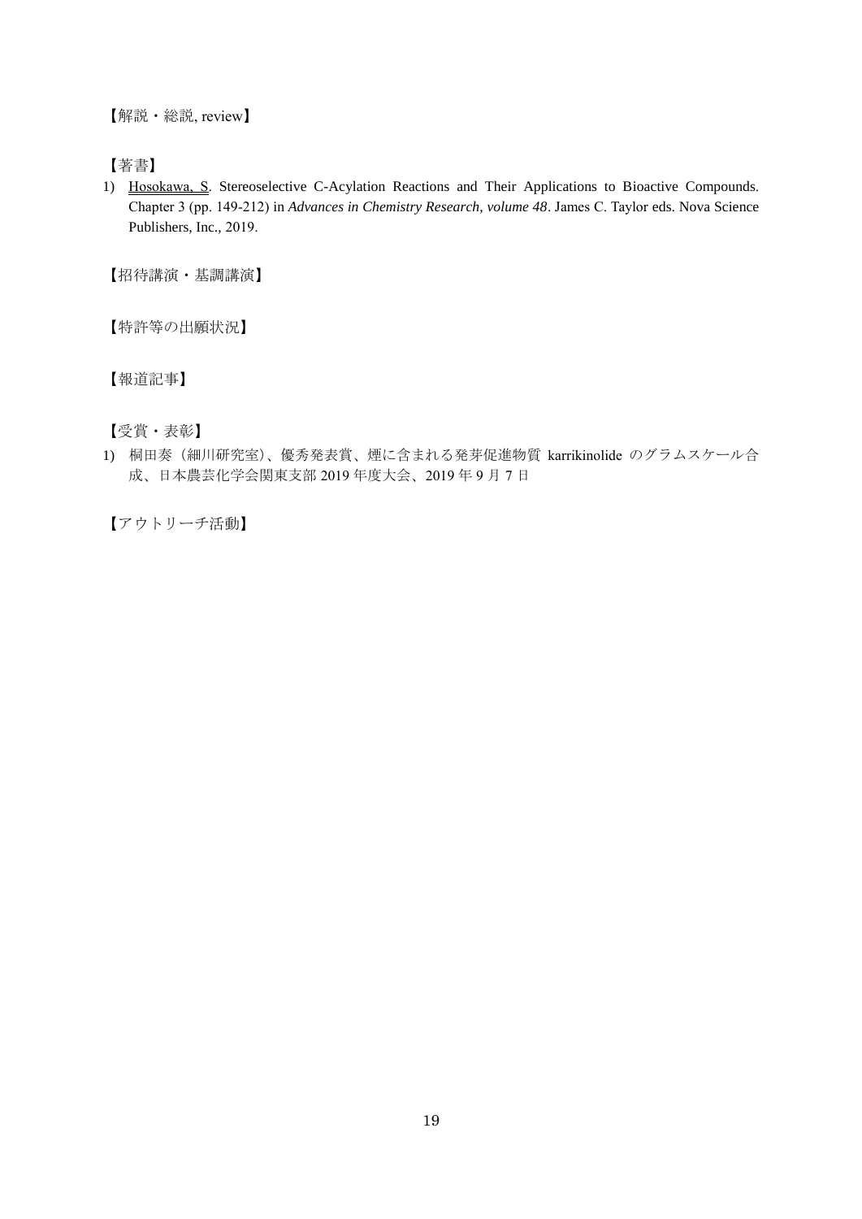【解説・総説, review】

【著書】

1) Hosokawa, S. Stereoselective C-Acylation Reactions and Their Applications to Bioactive Compounds. Chapter 3 (pp. 149-212) in *Advances in Chemistry Research, volume 48*. James C. Taylor eds. Nova Science Publishers, Inc., 2019.

【招待講演・基調講演】

【特許等の出願状況】

【報道記事】

【受賞・表彰】

1) 桐田奏（細川研究室）、優秀発表賞、煙に含まれる発芽促進物質 karrikinolide のグラムスケール合成、日本農芸化学会関東支部 2019 年度大会、2019 年 9 月 7 日

【アウトリーチ活動】